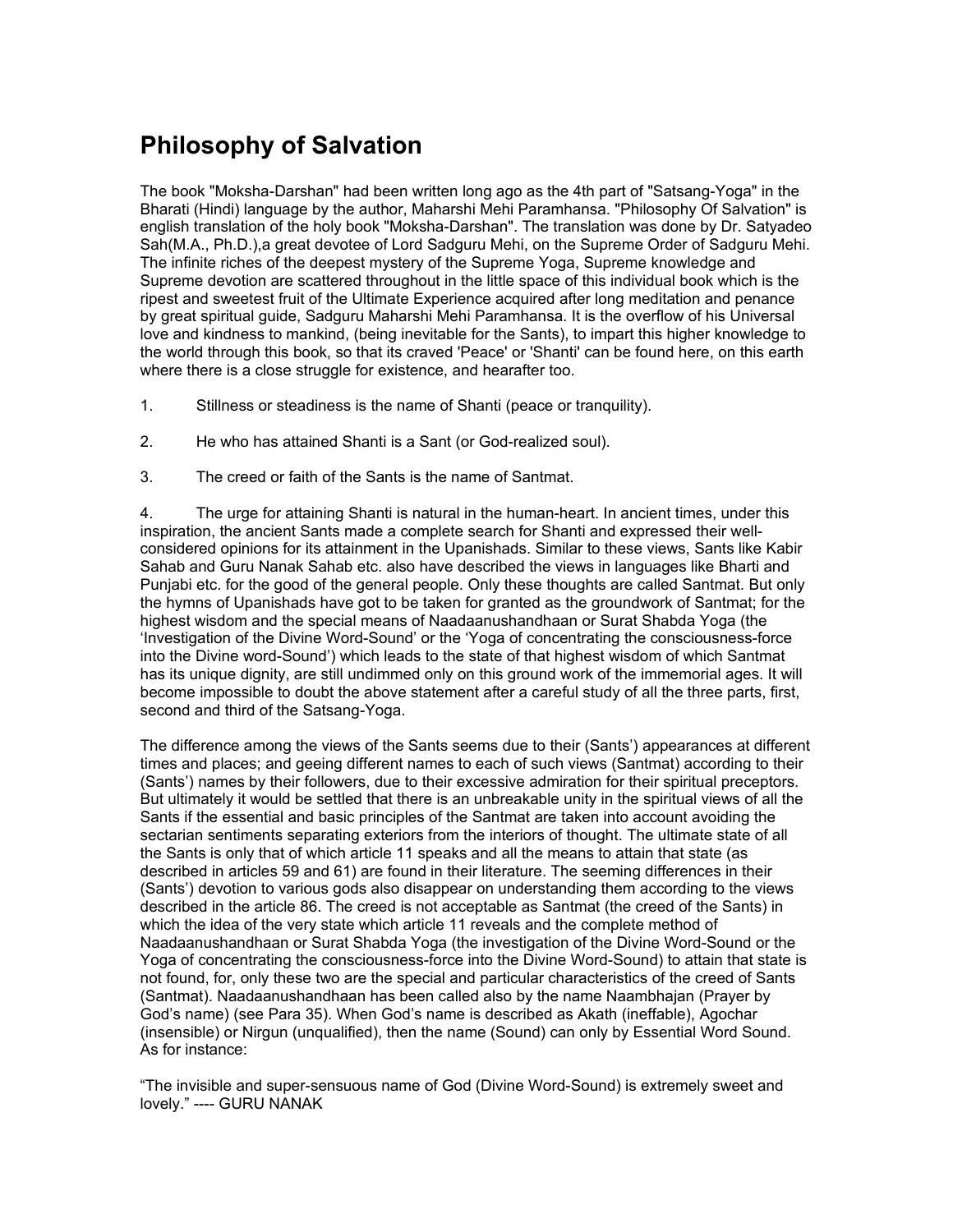# Philosophy of Salvation

The book "Moksha-Darshan" had been written long ago as the 4th part of "Satsang-Yoga" in the Bharati (Hindi) language by the author, Maharshi Mehi Paramhansa. "Philosophy Of Salvation" is english translation of the holy book "Moksha-Darshan". The translation was done by Dr. Satyadeo Sah(M.A., Ph.D.),a great devotee of Lord Sadguru Mehi, on the Supreme Order of Sadguru Mehi. The infinite riches of the deepest mystery of the Supreme Yoga, Supreme knowledge and Supreme devotion are scattered throughout in the little space of this individual book which is the ripest and sweetest fruit of the Ultimate Experience acquired after long meditation and penance by great spiritual guide, Sadguru Maharshi Mehi Paramhansa. It is the overflow of his Universal love and kindness to mankind, (being inevitable for the Sants), to impart this higher knowledge to the world through this book, so that its craved 'Peace' or 'Shanti' can be found here, on this earth where there is a close struggle for existence, and hearafter too.

1. Stillness or steadiness is the name of Shanti (peace or tranquility).

2. He who has attained Shanti is a Sant (or God-realized soul).

3. The creed or faith of the Sants is the name of Santmat.

4. The urge for attaining Shanti is natural in the human-heart. In ancient times, under this inspiration, the ancient Sants made a complete search for Shanti and expressed their well-considered opinions for its attainment in the Upanishads. Similar to these views, Sants like Kabir Sahab and Guru Nanak Sahab etc. also have described the views in languages like Bharti and Punjabi etc. for the good of the general people. Only these thoughts are called Santmat. But only the hymns of Upanishads have got to be taken for granted as the groundwork of Santmat; for the highest wisdom and the special means of Naadaanushandhaan or Surat Shabda Yoga (the 'Investigation of the Divine Word-Sound' or the 'Yoga of concentrating the consciousness-force into the Divine word-Sound') which leads to the state of that highest wisdom of which Santmat has its unique dignity, are still undimmed only on this ground work of the immemorial ages. It will become impossible to doubt the above statement after a careful study of all the three parts, first, second and third of the Satsang-Yoga.

The difference among the views of the Sants seems due to their (Sants') appearances at different times and places; and geeing different names to each of such views (Santmat) according to their (Sants') names by their followers, due to their excessive admiration for their spiritual preceptors. But ultimately it would be settled that there is an unbreakable unity in the spiritual views of all the Sants if the essential and basic principles of the Santmat are taken into account avoiding the sectarian sentiments separating exteriors from the interiors of thought. The ultimate state of all the Sants is only that of which article 11 speaks and all the means to attain that state (as described in articles 59 and 61) are found in their literature. The seeming differences in their (Sants') devotion to various gods also disappear on understanding them according to the views described in the article 86. The creed is not acceptable as Santmat (the creed of the Sants) in which the idea of the very state which article 11 reveals and the complete method of Naadaanushandhaan or Surat Shabda Yoga (the investigation of the Divine Word-Sound or the Yoga of concentrating the consciousness-force into the Divine Word-Sound) to attain that state is not found, for, only these two are the special and particular characteristics of the creed of Sants (Santmat). Naadaanushandhaan has been called also by the name Naambhajan (Prayer by God's name) (see Para 35). When God's name is described as Akath (ineffable), Agochar (insensible) or Nirgun (unqualified), then the name (Sound) can only by Essential Word Sound. As for instance:

"The invisible and super-sensuous name of God (Divine Word-Sound) is extremely sweet and lovely." ---- GURU NANAK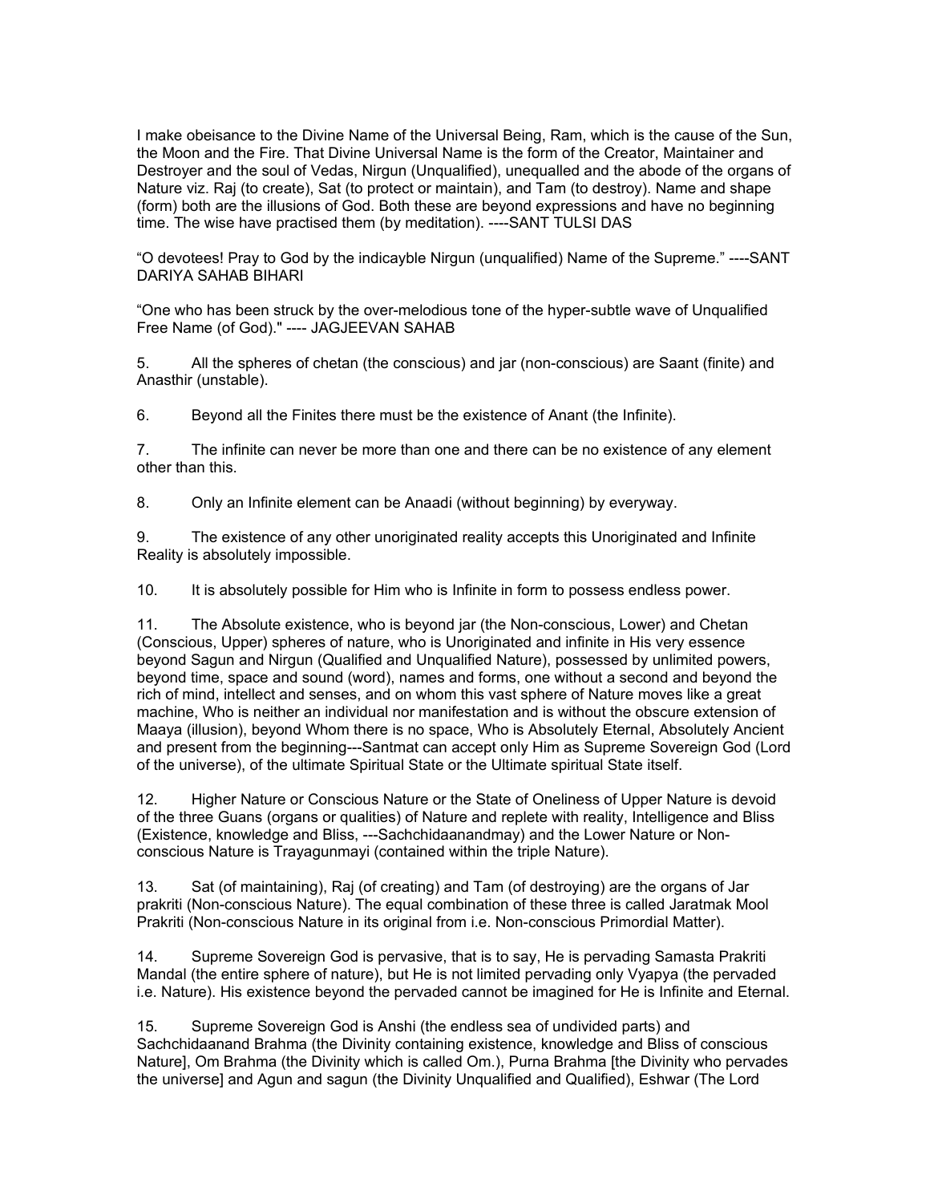I make obeisance to the Divine Name of the Universal Being, Ram, which is the cause of the Sun, the Moon and the Fire. That Divine Universal Name is the form of the Creator, Maintainer and Destroyer and the soul of Vedas, Nirgun (Unqualified), unequalled and the abode of the organs of Nature viz. Raj (to create), Sat (to protect or maintain), and Tam (to destroy). Name and shape (form) both are the illusions of God. Both these are beyond expressions and have no beginning time. The wise have practised them (by meditation). ----SANT TULSI DAS

“O devotees! Pray to God by the indicayble Nirgun (unqualified) Name of the Supreme.” ----SANT DARIYA SAHAB BIHARI

“One who has been struck by the over-melodious tone of the hyper-subtle wave of Unqualified Free Name (of God)." ---- JAGJEEVAN SAHAB

5. All the spheres of chetan (the conscious) and jar (non-conscious) are Saant (finite) and Anasthir (unstable).

6. Beyond all the Finites there must be the existence of Anant (the Infinite).

7. The infinite can never be more than one and there can be no existence of any element other than this.

8. Only an Infinite element can be Anaadi (without beginning) by everyway.

9. The existence of any other unoriginated reality accepts this Unoriginated and Infinite Reality is absolutely impossible.

10. It is absolutely possible for Him who is Infinite in form to possess endless power.

11. The Absolute existence, who is beyond jar (the Non-conscious, Lower) and Chetan (Conscious, Upper) spheres of nature, who is Unoriginated and infinite in His very essence beyond Sagun and Nirgun (Qualified and Unqualified Nature), possessed by unlimited powers, beyond time, space and sound (word), names and forms, one without a second and beyond the rich of mind, intellect and senses, and on whom this vast sphere of Nature moves like a great machine, Who is neither an individual nor manifestation and is without the obscure extension of Maaya (illusion), beyond Whom there is no space, Who is Absolutely Eternal, Absolutely Ancient and present from the beginning---Santmat can accept only Him as Supreme Sovereign God (Lord of the universe), of the ultimate Spiritual State or the Ultimate spiritual State itself.

12. Higher Nature or Conscious Nature or the State of Oneliness of Upper Nature is devoid of the three Guans (organs or qualities) of Nature and replete with reality, Intelligence and Bliss (Existence, knowledge and Bliss, ---Sachchidaanandmay) and the Lower Nature or Non-conscious Nature is Trayagunmayi (contained within the triple Nature).

13. Sat (of maintaining), Raj (of creating) and Tam (of destroying) are the organs of Jar prakriti (Non-conscious Nature). The equal combination of these three is called Jaratmak Mool Prakriti (Non-conscious Nature in its original from i.e. Non-conscious Primordial Matter).

14. Supreme Sovereign God is pervasive, that is to say, He is pervading Samasta Prakriti Mandal (the entire sphere of nature), but He is not limited pervading only Vyapya (the pervaded i.e. Nature). His existence beyond the pervaded cannot be imagined for He is Infinite and Eternal.

15. Supreme Sovereign God is Anshi (the endless sea of undivided parts) and Sachchidaanand Brahma (the Divinity containing existence, knowledge and Bliss of conscious Nature], Om Brahma (the Divinity which is called Om.), Purna Brahma [the Divinity who pervades the universe] and Agun and sagun (the Divinity Unqualified and Qualified), Eshwar (The Lord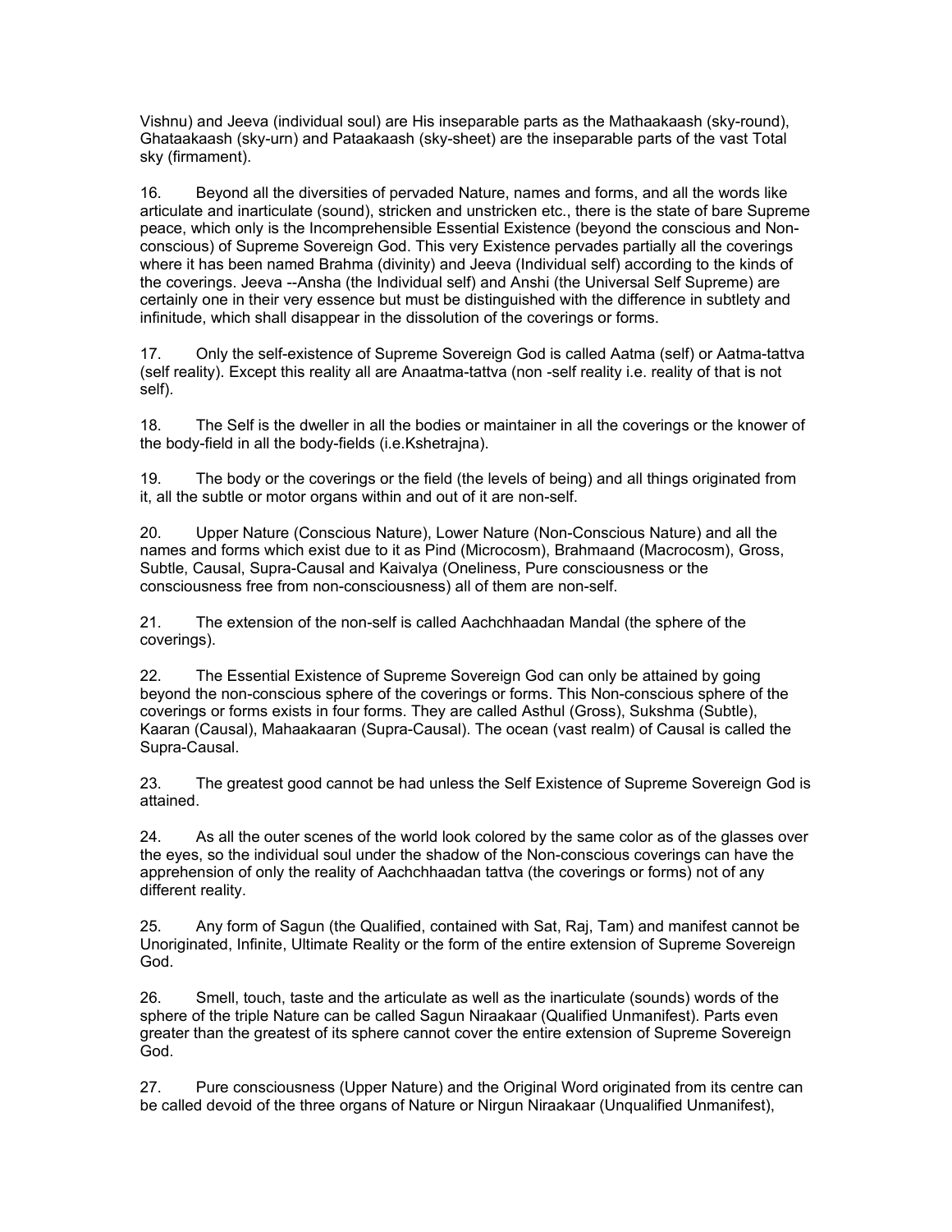Vishnu) and Jeeva (individual soul) are His inseparable parts as the Mathaakaash (sky-round), Ghataakaash (sky-urn) and Pataakaash (sky-sheet) are the inseparable parts of the vast Total sky (firmament).

16. Beyond all the diversities of pervaded Nature, names and forms, and all the words like articulate and inarticulate (sound), stricken and unstricken etc., there is the state of bare Supreme peace, which only is the Incomprehensible Essential Existence (beyond the conscious and Non-conscious) of Supreme Sovereign God. This very Existence pervades partially all the coverings where it has been named Brahma (divinity) and Jeeva (Individual self) according to the kinds of the coverings. Jeeva --Ansha (the Individual self) and Anshi (the Universal Self Supreme) are certainly one in their very essence but must be distinguished with the difference in subtlety and infinitude, which shall disappear in the dissolution of the coverings or forms.

17. Only the self-existence of Supreme Sovereign God is called Aatma (self) or Aatma-tattva (self reality). Except this reality all are Anaatma-tattva (non -self reality i.e. reality of that is not self).

18. The Self is the dweller in all the bodies or maintainer in all the coverings or the knower of the body-field in all the body-fields (i.e.Kshetrajna).

19. The body or the coverings or the field (the levels of being) and all things originated from it, all the subtle or motor organs within and out of it are non-self.

20. Upper Nature (Conscious Nature), Lower Nature (Non-Conscious Nature) and all the names and forms which exist due to it as Pind (Microcosm), Brahmaand (Macrocosm), Gross, Subtle, Causal, Supra-Causal and Kaivalya (Oneliness, Pure consciousness or the consciousness free from non-consciousness) all of them are non-self.

21. The extension of the non-self is called Aachchhaadan Mandal (the sphere of the coverings).

22. The Essential Existence of Supreme Sovereign God can only be attained by going beyond the non-conscious sphere of the coverings or forms. This Non-conscious sphere of the coverings or forms exists in four forms. They are called Asthul (Gross), Sukshma (Subtle), Kaaran (Causal), Mahaakaaran (Supra-Causal). The ocean (vast realm) of Causal is called the Supra-Causal.

23. The greatest good cannot be had unless the Self Existence of Supreme Sovereign God is attained.

24. As all the outer scenes of the world look colored by the same color as of the glasses over the eyes, so the individual soul under the shadow of the Non-conscious coverings can have the apprehension of only the reality of Aachchhaadan tattva (the coverings or forms) not of any different reality.

25. Any form of Sagun (the Qualified, contained with Sat, Raj, Tam) and manifest cannot be Unoriginated, Infinite, Ultimate Reality or the form of the entire extension of Supreme Sovereign God.

26. Smell, touch, taste and the articulate as well as the inarticulate (sounds) words of the sphere of the triple Nature can be called Sagun Niraakaar (Qualified Unmanifest). Parts even greater than the greatest of its sphere cannot cover the entire extension of Supreme Sovereign God.

27. Pure consciousness (Upper Nature) and the Original Word originated from its centre can be called devoid of the three organs of Nature or Nirgun Niraakaar (Unqualified Unmanifest),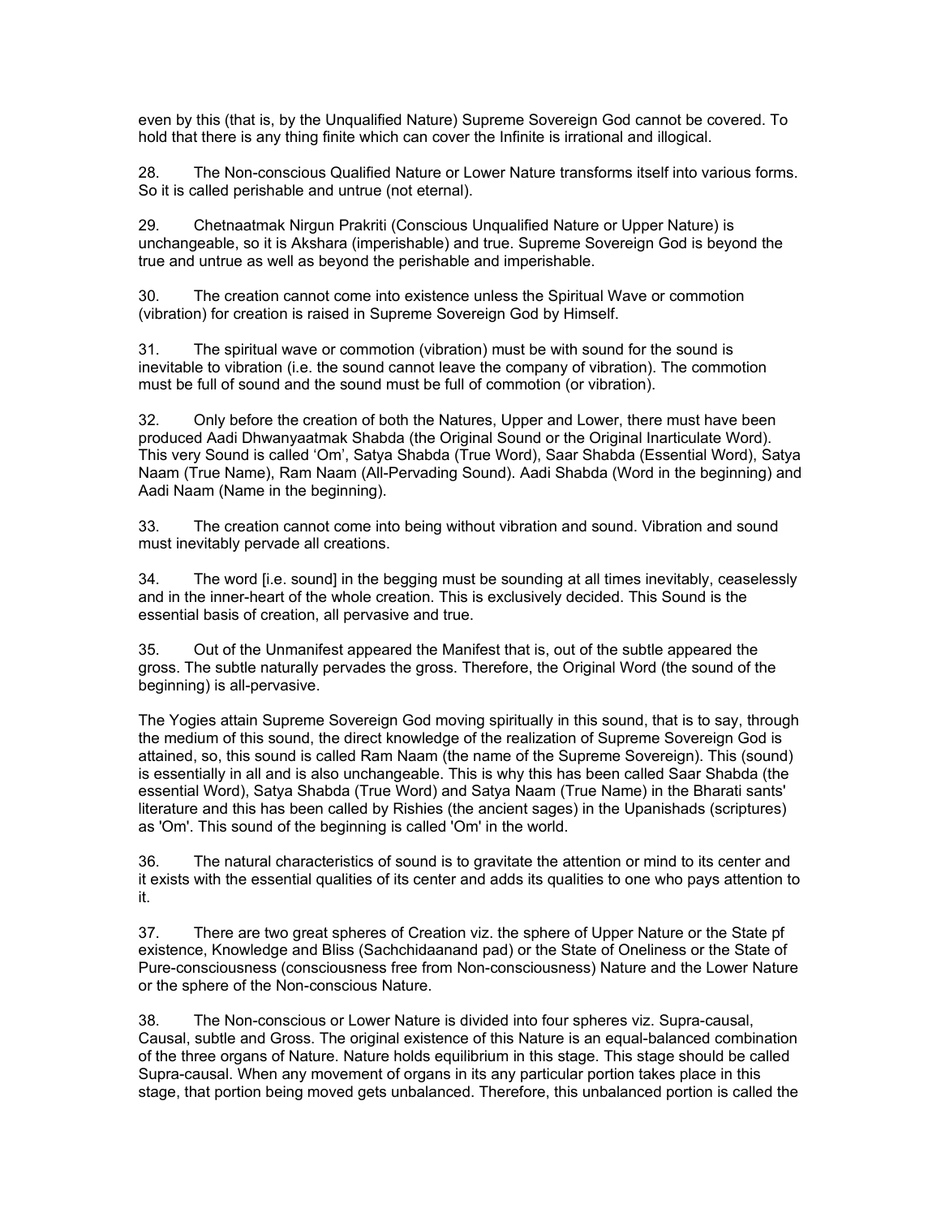even by this (that is, by the Unqualified Nature) Supreme Sovereign God cannot be covered. To hold that there is any thing finite which can cover the Infinite is irrational and illogical.

28. The Non-conscious Qualified Nature or Lower Nature transforms itself into various forms. So it is called perishable and untrue (not eternal).

29. Chetnaatmak Nirgun Prakriti (Conscious Unqualified Nature or Upper Nature) is unchangeable, so it is Akshara (imperishable) and true. Supreme Sovereign God is beyond the true and untrue as well as beyond the perishable and imperishable.

30. The creation cannot come into existence unless the Spiritual Wave or commotion (vibration) for creation is raised in Supreme Sovereign God by Himself.

31. The spiritual wave or commotion (vibration) must be with sound for the sound is inevitable to vibration (i.e. the sound cannot leave the company of vibration). The commotion must be full of sound and the sound must be full of commotion (or vibration).

32. Only before the creation of both the Natures, Upper and Lower, there must have been produced Aadi Dhwanyaatmak Shabda (the Original Sound or the Original Inarticulate Word). This very Sound is called 'Om', Satya Shabda (True Word), Saar Shabda (Essential Word), Satya Naam (True Name), Ram Naam (All-Pervading Sound). Aadi Shabda (Word in the beginning) and Aadi Naam (Name in the beginning).

33. The creation cannot come into being without vibration and sound. Vibration and sound must inevitably pervade all creations.

34. The word [i.e. sound] in the begging must be sounding at all times inevitably, ceaselessly and in the inner-heart of the whole creation. This is exclusively decided. This Sound is the essential basis of creation, all pervasive and true.

35. Out of the Unmanifest appeared the Manifest that is, out of the subtle appeared the gross. The subtle naturally pervades the gross. Therefore, the Original Word (the sound of the beginning) is all-pervasive.

The Yogies attain Supreme Sovereign God moving spiritually in this sound, that is to say, through the medium of this sound, the direct knowledge of the realization of Supreme Sovereign God is attained, so, this sound is called Ram Naam (the name of the Supreme Sovereign). This (sound) is essentially in all and is also unchangeable. This is why this has been called Saar Shabda (the essential Word), Satya Shabda (True Word) and Satya Naam (True Name) in the Bharati sants' literature and this has been called by Rishies (the ancient sages) in the Upanishads (scriptures) as 'Om'. This sound of the beginning is called 'Om' in the world.

36. The natural characteristics of sound is to gravitate the attention or mind to its center and it exists with the essential qualities of its center and adds its qualities to one who pays attention to it.

37. There are two great spheres of Creation viz. the sphere of Upper Nature or the State pf existence, Knowledge and Bliss (Sachchidaanand pad) or the State of Oneliness or the State of Pure-consciousness (consciousness free from Non-consciousness) Nature and the Lower Nature or the sphere of the Non-conscious Nature.

38. The Non-conscious or Lower Nature is divided into four spheres viz. Supra-causal, Causal, subtle and Gross. The original existence of this Nature is an equal-balanced combination of the three organs of Nature. Nature holds equilibrium in this stage. This stage should be called Supra-causal. When any movement of organs in its any particular portion takes place in this stage, that portion being moved gets unbalanced. Therefore, this unbalanced portion is called the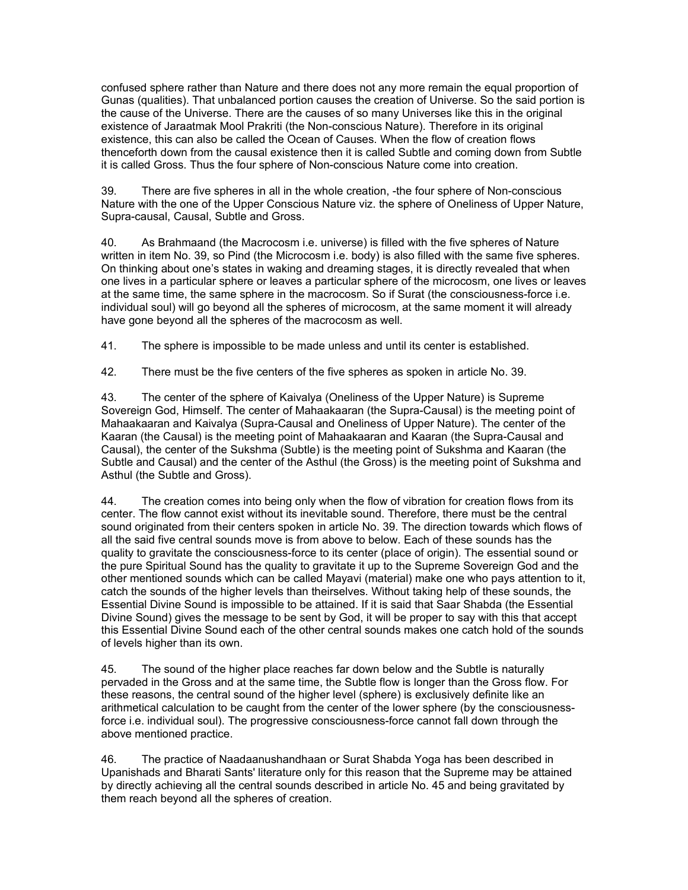confused sphere rather than Nature and there does not any more remain the equal proportion of Gunas (qualities). That unbalanced portion causes the creation of Universe. So the said portion is the cause of the Universe. There are the causes of so many Universes like this in the original existence of Jaraatmak Mool Prakriti (the Non-conscious Nature). Therefore in its original existence, this can also be called the Ocean of Causes. When the flow of creation flows thenceforth down from the causal existence then it is called Subtle and coming down from Subtle it is called Gross. Thus the four sphere of Non-conscious Nature come into creation.

39. There are five spheres in all in the whole creation, -the four sphere of Non-conscious Nature with the one of the Upper Conscious Nature viz. the sphere of Oneliness of Upper Nature, Supra-causal, Causal, Subtle and Gross.

40. As Brahmaand (the Macrocosm i.e. universe) is filled with the five spheres of Nature written in item No. 39, so Pind (the Microcosm i.e. body) is also filled with the same five spheres. On thinking about one's states in waking and dreaming stages, it is directly revealed that when one lives in a particular sphere or leaves a particular sphere of the microcosm, one lives or leaves at the same time, the same sphere in the macrocosm. So if Surat (the consciousness-force i.e. individual soul) will go beyond all the spheres of microcosm, at the same moment it will already have gone beyond all the spheres of the macrocosm as well.

41. The sphere is impossible to be made unless and until its center is established.

42. There must be the five centers of the five spheres as spoken in article No. 39.

43. The center of the sphere of Kaivalya (Oneliness of the Upper Nature) is Supreme Sovereign God, Himself. The center of Mahaakaaran (the Supra-Causal) is the meeting point of Mahaakaaran and Kaivalya (Supra-Causal and Oneliness of Upper Nature). The center of the Kaaran (the Causal) is the meeting point of Mahaakaaran and Kaaran (the Supra-Causal and Causal), the center of the Sukshma (Subtle) is the meeting point of Sukshma and Kaaran (the Subtle and Causal) and the center of the Asthul (the Gross) is the meeting point of Sukshma and Asthul (the Subtle and Gross).

44. The creation comes into being only when the flow of vibration for creation flows from its center. The flow cannot exist without its inevitable sound. Therefore, there must be the central sound originated from their centers spoken in article No. 39. The direction towards which flows of all the said five central sounds move is from above to below. Each of these sounds has the quality to gravitate the consciousness-force to its center (place of origin). The essential sound or the pure Spiritual Sound has the quality to gravitate it up to the Supreme Sovereign God and the other mentioned sounds which can be called Mayavi (material) make one who pays attention to it, catch the sounds of the higher levels than theirselves. Without taking help of these sounds, the Essential Divine Sound is impossible to be attained. If it is said that Saar Shabda (the Essential Divine Sound) gives the message to be sent by God, it will be proper to say with this that accept this Essential Divine Sound each of the other central sounds makes one catch hold of the sounds of levels higher than its own.

45. The sound of the higher place reaches far down below and the Subtle is naturally pervaded in the Gross and at the same time, the Subtle flow is longer than the Gross flow. For these reasons, the central sound of the higher level (sphere) is exclusively definite like an arithmetical calculation to be caught from the center of the lower sphere (by the consciousness-force i.e. individual soul). The progressive consciousness-force cannot fall down through the above mentioned practice.

46. The practice of Naadaanushandhaan or Surat Shabda Yoga has been described in Upanishads and Bharati Sants' literature only for this reason that the Supreme may be attained by directly achieving all the central sounds described in article No. 45 and being gravitated by them reach beyond all the spheres of creation.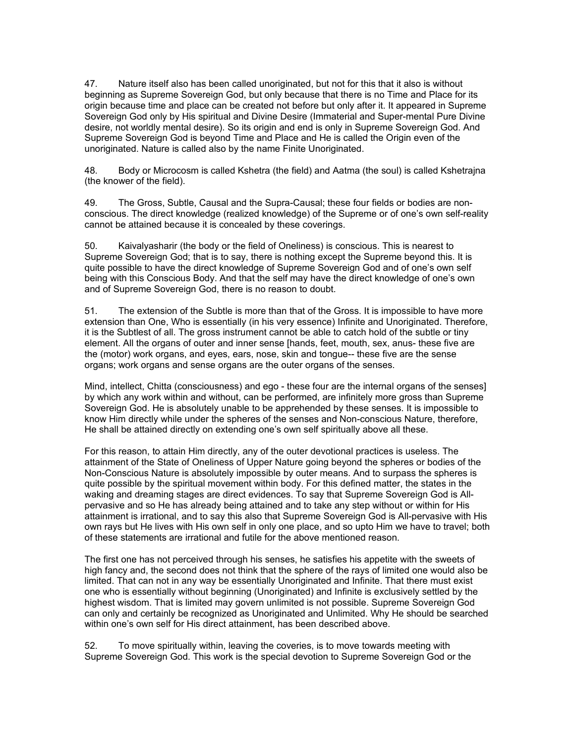47. Nature itself also has been called unoriginated, but not for this that it also is without beginning as Supreme Sovereign God, but only because that there is no Time and Place for its origin because time and place can be created not before but only after it. It appeared in Supreme Sovereign God only by His spiritual and Divine Desire (Immaterial and Super-mental Pure Divine desire, not worldly mental desire). So its origin and end is only in Supreme Sovereign God. And Supreme Sovereign God is beyond Time and Place and He is called the Origin even of the unoriginated. Nature is called also by the name Finite Unoriginated.

48. Body or Microcosm is called Kshetra (the field) and Aatma (the soul) is called Kshetrajna (the knower of the field).

49. The Gross, Subtle, Causal and the Supra-Causal; these four fields or bodies are non-conscious. The direct knowledge (realized knowledge) of the Supreme or of one's own self-reality cannot be attained because it is concealed by these coverings.

50. Kaivalyasharir (the body or the field of Oneliness) is conscious. This is nearest to Supreme Sovereign God; that is to say, there is nothing except the Supreme beyond this. It is quite possible to have the direct knowledge of Supreme Sovereign God and of one's own self being with this Conscious Body. And that the self may have the direct knowledge of one's own and of Supreme Sovereign God, there is no reason to doubt.

51. The extension of the Subtle is more than that of the Gross. It is impossible to have more extension than One, Who is essentially (in his very essence) Infinite and Unoriginated. Therefore, it is the Subtlest of all. The gross instrument cannot be able to catch hold of the subtle or tiny element. All the organs of outer and inner sense [hands, feet, mouth, sex, anus- these five are the (motor) work organs, and eyes, ears, nose, skin and tongue-- these five are the sense organs; work organs and sense organs are the outer organs of the senses.

Mind, intellect, Chitta (consciousness) and ego - these four are the internal organs of the senses] by which any work within and without, can be performed, are infinitely more gross than Supreme Sovereign God. He is absolutely unable to be apprehended by these senses. It is impossible to know Him directly while under the spheres of the senses and Non-conscious Nature, therefore, He shall be attained directly on extending one's own self spiritually above all these.

For this reason, to attain Him directly, any of the outer devotional practices is useless. The attainment of the State of Oneliness of Upper Nature going beyond the spheres or bodies of the Non-Conscious Nature is absolutely impossible by outer means. And to surpass the spheres is quite possible by the spiritual movement within body. For this defined matter, the states in the waking and dreaming stages are direct evidences. To say that Supreme Sovereign God is All-pervasive and so He has already being attained and to take any step without or within for His attainment is irrational, and to say this also that Supreme Sovereign God is All-pervasive with His own rays but He lives with His own self in only one place, and so upto Him we have to travel; both of these statements are irrational and futile for the above mentioned reason.

The first one has not perceived through his senses, he satisfies his appetite with the sweets of high fancy and, the second does not think that the sphere of the rays of limited one would also be limited. That can not in any way be essentially Unoriginated and Infinite. That there must exist one who is essentially without beginning (Unoriginated) and Infinite is exclusively settled by the highest wisdom. That is limited may govern unlimited is not possible. Supreme Sovereign God can only and certainly be recognized as Unoriginated and Unlimited. Why He should be searched within one's own self for His direct attainment, has been described above.

52. To move spiritually within, leaving the coveries, is to move towards meeting with Supreme Sovereign God. This work is the special devotion to Supreme Sovereign God or the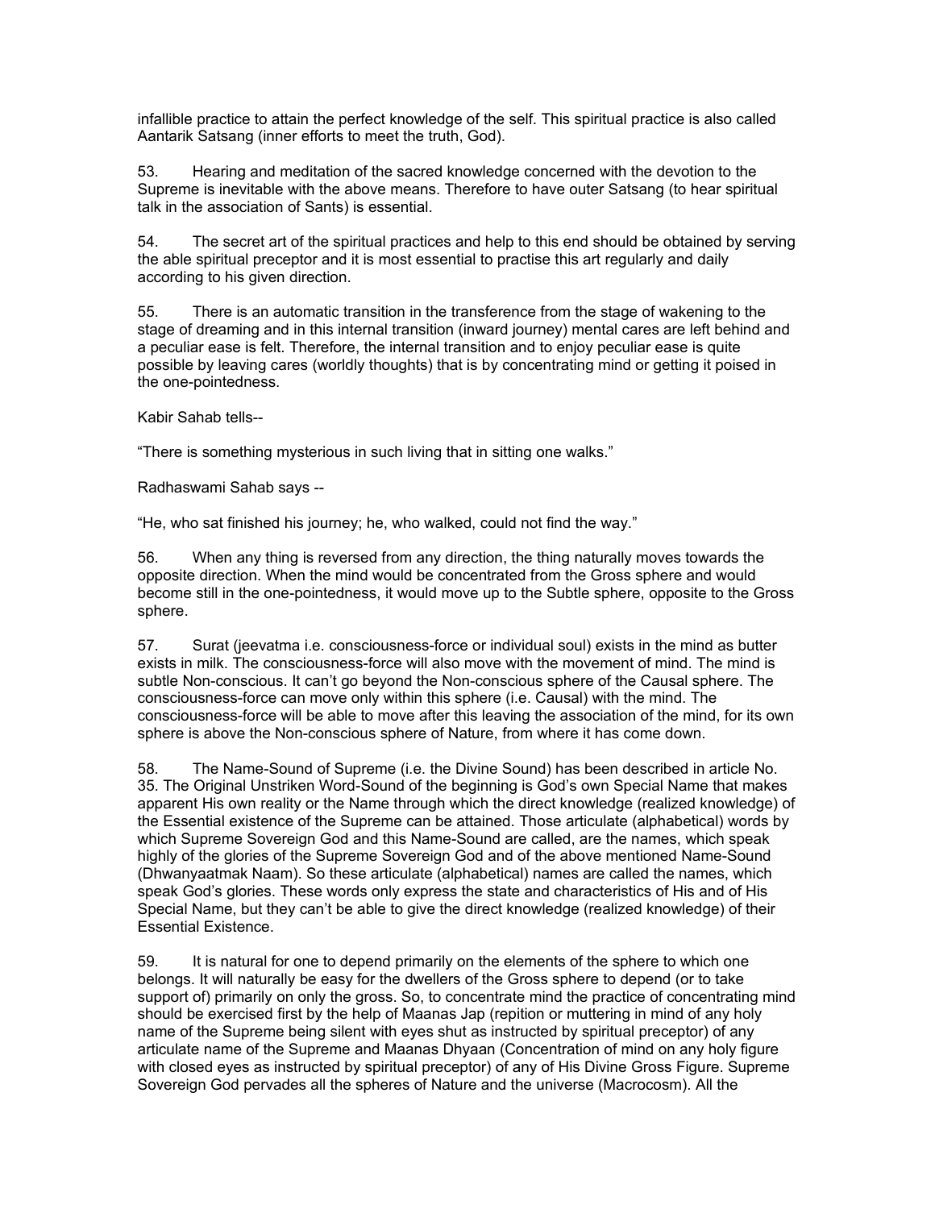infallible practice to attain the perfect knowledge of the self. This spiritual practice is also called Aantarik Satsang (inner efforts to meet the truth, God).

53. Hearing and meditation of the sacred knowledge concerned with the devotion to the Supreme is inevitable with the above means. Therefore to have outer Satsang (to hear spiritual talk in the association of Sants) is essential.

54. The secret art of the spiritual practices and help to this end should be obtained by serving the able spiritual preceptor and it is most essential to practise this art regularly and daily according to his given direction.

55. There is an automatic transition in the transference from the stage of wakening to the stage of dreaming and in this internal transition (inward journey) mental cares are left behind and a peculiar ease is felt. Therefore, the internal transition and to enjoy peculiar ease is quite possible by leaving cares (worldly thoughts) that is by concentrating mind or getting it poised in the one-pointedness.

Kabir Sahab tells--

“There is something mysterious in such living that in sitting one walks.”

Radhaswami Sahab says --

“He, who sat finished his journey; he, who walked, could not find the way.”

56. When any thing is reversed from any direction, the thing naturally moves towards the opposite direction. When the mind would be concentrated from the Gross sphere and would become still in the one-pointedness, it would move up to the Subtle sphere, opposite to the Gross sphere.

57. Surat (jeevatma i.e. consciousness-force or individual soul) exists in the mind as butter exists in milk. The consciousness-force will also move with the movement of mind. The mind is subtle Non-conscious. It can’t go beyond the Non-conscious sphere of the Causal sphere. The consciousness-force can move only within this sphere (i.e. Causal) with the mind. The consciousness-force will be able to move after this leaving the association of the mind, for its own sphere is above the Non-conscious sphere of Nature, from where it has come down.

58. The Name-Sound of Supreme (i.e. the Divine Sound) has been described in article No. 35. The Original Unstriken Word-Sound of the beginning is God’s own Special Name that makes apparent His own reality or the Name through which the direct knowledge (realized knowledge) of the Essential existence of the Supreme can be attained. Those articulate (alphabetical) words by which Supreme Sovereign God and this Name-Sound are called, are the names, which speak highly of the glories of the Supreme Sovereign God and of the above mentioned Name-Sound (Dhwanyaatmak Naam). So these articulate (alphabetical) names are called the names, which speak God’s glories. These words only express the state and characteristics of His and of His Special Name, but they can’t be able to give the direct knowledge (realized knowledge) of their Essential Existence.

59. It is natural for one to depend primarily on the elements of the sphere to which one belongs. It will naturally be easy for the dwellers of the Gross sphere to depend (or to take support of) primarily on only the gross. So, to concentrate mind the practice of concentrating mind should be exercised first by the help of Maanas Jap (repition or muttering in mind of any holy name of the Supreme being silent with eyes shut as instructed by spiritual preceptor) of any articulate name of the Supreme and Maanas Dhyaan (Concentration of mind on any holy figure with closed eyes as instructed by spiritual preceptor) of any of His Divine Gross Figure. Supreme Sovereign God pervades all the spheres of Nature and the universe (Macrocosm). All the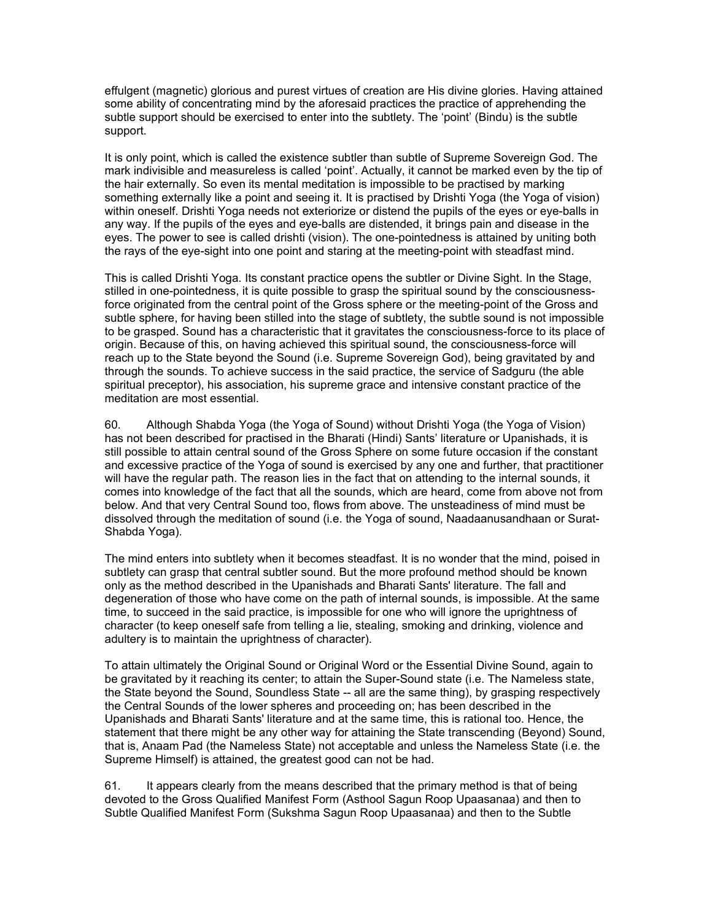effulgent (magnetic) glorious and purest virtues of creation are His divine glories. Having attained some ability of concentrating mind by the aforesaid practices the practice of apprehending the subtle support should be exercised to enter into the subtlety. The 'point' (Bindu) is the subtle support.

It is only point, which is called the existence subtler than subtle of Supreme Sovereign God. The mark indivisible and measureless is called 'point'. Actually, it cannot be marked even by the tip of the hair externally. So even its mental meditation is impossible to be practised by marking something externally like a point and seeing it. It is practised by Drishti Yoga (the Yoga of vision) within oneself. Drishti Yoga needs not exteriorize or distend the pupils of the eyes or eye-balls in any way. If the pupils of the eyes and eye-balls are distended, it brings pain and disease in the eyes. The power to see is called drishti (vision). The one-pointedness is attained by uniting both the rays of the eye-sight into one point and staring at the meeting-point with steadfast mind.

This is called Drishti Yoga. Its constant practice opens the subtler or Divine Sight. In the Stage, stilled in one-pointedness, it is quite possible to grasp the spiritual sound by the consciousness-force originated from the central point of the Gross sphere or the meeting-point of the Gross and subtle sphere, for having been stilled into the stage of subtlety, the subtle sound is not impossible to be grasped. Sound has a characteristic that it gravitates the consciousness-force to its place of origin. Because of this, on having achieved this spiritual sound, the consciousness-force will reach up to the State beyond the Sound (i.e. Supreme Sovereign God), being gravitated by and through the sounds. To achieve success in the said practice, the service of Sadguru (the able spiritual preceptor), his association, his supreme grace and intensive constant practice of the meditation are most essential.

60. Although Shabda Yoga (the Yoga of Sound) without Drishti Yoga (the Yoga of Vision) has not been described for practised in the Bharati (Hindi) Sants' literature or Upanishads, it is still possible to attain central sound of the Gross Sphere on some future occasion if the constant and excessive practice of the Yoga of sound is exercised by any one and further, that practitioner will have the regular path. The reason lies in the fact that on attending to the internal sounds, it comes into knowledge of the fact that all the sounds, which are heard, come from above not from below. And that very Central Sound too, flows from above. The unsteadiness of mind must be dissolved through the meditation of sound (i.e. the Yoga of sound, Naadaanusandhaan or Surat-Shabda Yoga).

The mind enters into subtlety when it becomes steadfast. It is no wonder that the mind, poised in subtlety can grasp that central subtler sound. But the more profound method should be known only as the method described in the Upanishads and Bharati Sants' literature. The fall and degeneration of those who have come on the path of internal sounds, is impossible. At the same time, to succeed in the said practice, is impossible for one who will ignore the uprightness of character (to keep oneself safe from telling a lie, stealing, smoking and drinking, violence and adultery is to maintain the uprightness of character).

To attain ultimately the Original Sound or Original Word or the Essential Divine Sound, again to be gravitated by it reaching its center; to attain the Super-Sound state (i.e. The Nameless state, the State beyond the Sound, Soundless State -- all are the same thing), by grasping respectively the Central Sounds of the lower spheres and proceeding on; has been described in the Upanishads and Bharati Sants' literature and at the same time, this is rational too. Hence, the statement that there might be any other way for attaining the State transcending (Beyond) Sound, that is, Anaam Pad (the Nameless State) not acceptable and unless the Nameless State (i.e. the Supreme Himself) is attained, the greatest good can not be had.

61. It appears clearly from the means described that the primary method is that of being devoted to the Gross Qualified Manifest Form (Asthool Sagun Roop Upaasanaa) and then to Subtle Qualified Manifest Form (Sukshma Sagun Roop Upaasanaa) and then to the Subtle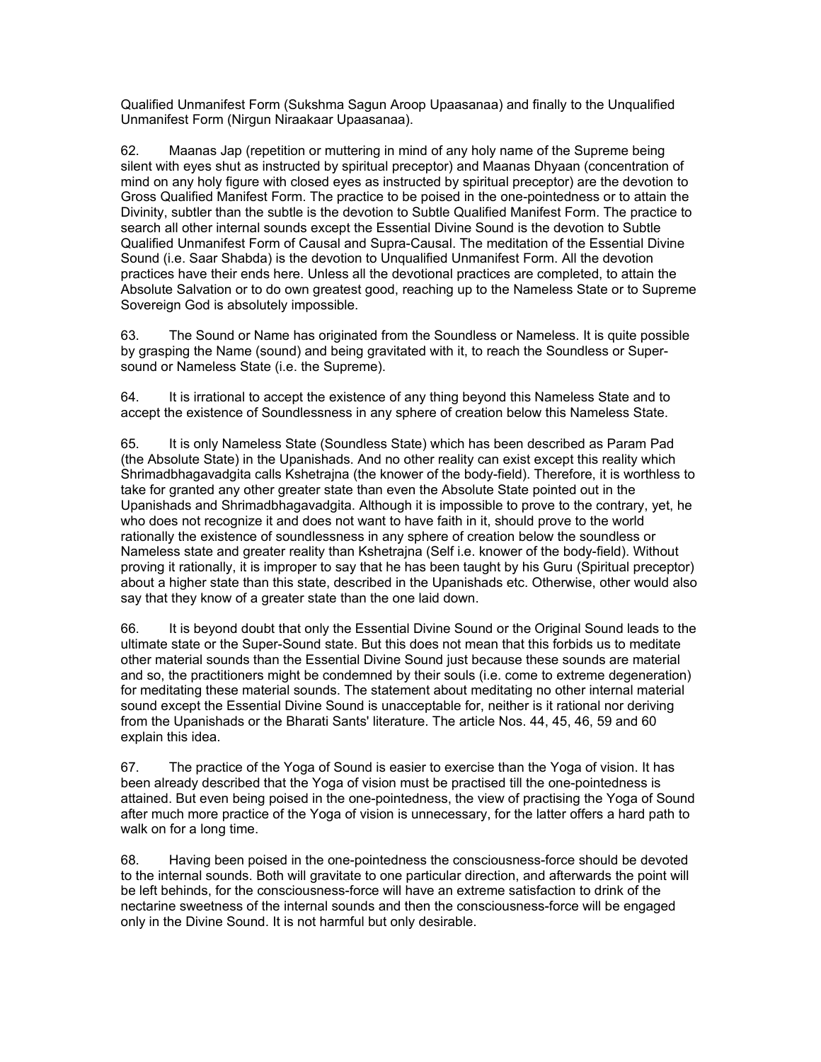Qualified Unmanifest Form (Sukshma Sagun Aroop Upaasanaa) and finally to the Unqualified Unmanifest Form (Nirgun Niraakaar Upaasanaa).

62. Maanas Jap (repetition or muttering in mind of any holy name of the Supreme being silent with eyes shut as instructed by spiritual preceptor) and Maanas Dhyaan (concentration of mind on any holy figure with closed eyes as instructed by spiritual preceptor) are the devotion to Gross Qualified Manifest Form. The practice to be poised in the one-pointedness or to attain the Divinity, subtler than the subtle is the devotion to Subtle Qualified Manifest Form. The practice to search all other internal sounds except the Essential Divine Sound is the devotion to Subtle Qualified Unmanifest Form of Causal and Supra-Causal. The meditation of the Essential Divine Sound (i.e. Saar Shabda) is the devotion to Unqualified Unmanifest Form. All the devotion practices have their ends here. Unless all the devotional practices are completed, to attain the Absolute Salvation or to do own greatest good, reaching up to the Nameless State or to Supreme Sovereign God is absolutely impossible.

63. The Sound or Name has originated from the Soundless or Nameless. It is quite possible by grasping the Name (sound) and being gravitated with it, to reach the Soundless or Super-sound or Nameless State (i.e. the Supreme).

64. It is irrational to accept the existence of any thing beyond this Nameless State and to accept the existence of Soundlessness in any sphere of creation below this Nameless State.

65. It is only Nameless State (Soundless State) which has been described as Param Pad (the Absolute State) in the Upanishads. And no other reality can exist except this reality which Shrimadbhagavadgita calls Kshetrajna (the knower of the body-field). Therefore, it is worthless to take for granted any other greater state than even the Absolute State pointed out in the Upanishads and Shrimadbhagavadgita. Although it is impossible to prove to the contrary, yet, he who does not recognize it and does not want to have faith in it, should prove to the world rationally the existence of soundlessness in any sphere of creation below the soundless or Nameless state and greater reality than Kshetrajna (Self i.e. knower of the body-field). Without proving it rationally, it is improper to say that he has been taught by his Guru (Spiritual preceptor) about a higher state than this state, described in the Upanishads etc. Otherwise, other would also say that they know of a greater state than the one laid down.

66. It is beyond doubt that only the Essential Divine Sound or the Original Sound leads to the ultimate state or the Super-Sound state. But this does not mean that this forbids us to meditate other material sounds than the Essential Divine Sound just because these sounds are material and so, the practitioners might be condemned by their souls (i.e. come to extreme degeneration) for meditating these material sounds. The statement about meditating no other internal material sound except the Essential Divine Sound is unacceptable for, neither is it rational nor deriving from the Upanishads or the Bharati Sants' literature. The article Nos. 44, 45, 46, 59 and 60 explain this idea.

67. The practice of the Yoga of Sound is easier to exercise than the Yoga of vision. It has been already described that the Yoga of vision must be practised till the one-pointedness is attained. But even being poised in the one-pointedness, the view of practising the Yoga of Sound after much more practice of the Yoga of vision is unnecessary, for the latter offers a hard path to walk on for a long time.

68. Having been poised in the one-pointedness the consciousness-force should be devoted to the internal sounds. Both will gravitate to one particular direction, and afterwards the point will be left behinds, for the consciousness-force will have an extreme satisfaction to drink of the nectarine sweetness of the internal sounds and then the consciousness-force will be engaged only in the Divine Sound. It is not harmful but only desirable.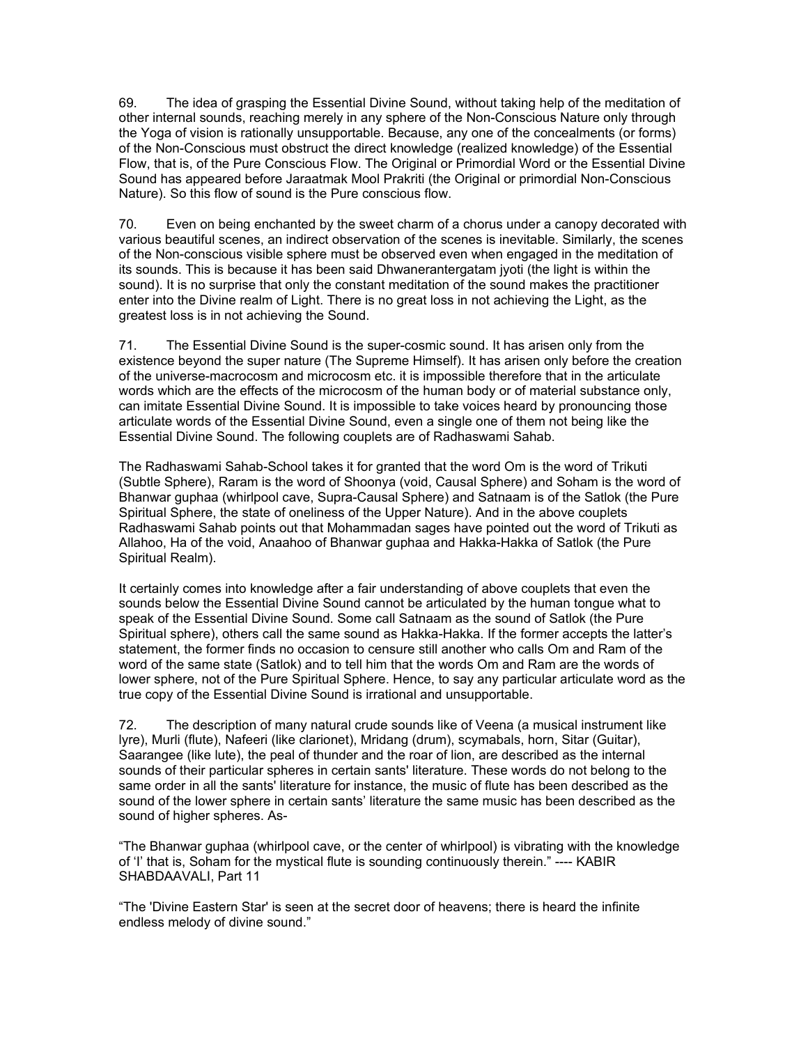69. The idea of grasping the Essential Divine Sound, without taking help of the meditation of other internal sounds, reaching merely in any sphere of the Non-Conscious Nature only through the Yoga of vision is rationally unsupportable. Because, any one of the concealments (or forms) of the Non-Conscious must obstruct the direct knowledge (realized knowledge) of the Essential Flow, that is, of the Pure Conscious Flow. The Original or Primordial Word or the Essential Divine Sound has appeared before Jaraatmak Mool Prakriti (the Original or primordial Non-Conscious Nature). So this flow of sound is the Pure conscious flow.

70. Even on being enchanted by the sweet charm of a chorus under a canopy decorated with various beautiful scenes, an indirect observation of the scenes is inevitable. Similarly, the scenes of the Non-conscious visible sphere must be observed even when engaged in the meditation of its sounds. This is because it has been said Dhwanerantergatam jyoti (the light is within the sound). It is no surprise that only the constant meditation of the sound makes the practitioner enter into the Divine realm of Light. There is no great loss in not achieving the Light, as the greatest loss is in not achieving the Sound.

71. The Essential Divine Sound is the super-cosmic sound. It has arisen only from the existence beyond the super nature (The Supreme Himself). It has arisen only before the creation of the universe-macrocosm and microcosm etc. it is impossible therefore that in the articulate words which are the effects of the microcosm of the human body or of material substance only, can imitate Essential Divine Sound. It is impossible to take voices heard by pronouncing those articulate words of the Essential Divine Sound, even a single one of them not being like the Essential Divine Sound. The following couplets are of Radhaswami Sahab.

The Radhaswami Sahab-School takes it for granted that the word Om is the word of Trikuti (Subtle Sphere), Raram is the word of Shoonya (void, Causal Sphere) and Soham is the word of Bhanwar guphaa (whirlpool cave, Supra-Causal Sphere) and Satnaam is of the Satlok (the Pure Spiritual Sphere, the state of oneliness of the Upper Nature). And in the above couplets Radhaswami Sahab points out that Mohammadan sages have pointed out the word of Trikuti as Allahoo, Ha of the void, Anaahoo of Bhanwar guphaa and Hakka-Hakka of Satlok (the Pure Spiritual Realm).

It certainly comes into knowledge after a fair understanding of above couplets that even the sounds below the Essential Divine Sound cannot be articulated by the human tongue what to speak of the Essential Divine Sound. Some call Satnaam as the sound of Satlok (the Pure Spiritual sphere), others call the same sound as Hakka-Hakka. If the former accepts the latter's statement, the former finds no occasion to censure still another who calls Om and Ram of the word of the same state (Satlok) and to tell him that the words Om and Ram are the words of lower sphere, not of the Pure Spiritual Sphere. Hence, to say any particular articulate word as the true copy of the Essential Divine Sound is irrational and unsupportable.

72. The description of many natural crude sounds like of Veena (a musical instrument like lyre), Murli (flute), Nafeeri (like clarionet), Mridang (drum), scymabals, horn, Sitar (Guitar), Saarangee (like lute), the peal of thunder and the roar of lion, are described as the internal sounds of their particular spheres in certain sants' literature. These words do not belong to the same order in all the sants' literature for instance, the music of flute has been described as the sound of the lower sphere in certain sants' literature the same music has been described as the sound of higher spheres. As-

"The Bhanwar guphaa (whirlpool cave, or the center of whirlpool) is vibrating with the knowledge of 'I' that is, Soham for the mystical flute is sounding continuously therein." ---- KABIR SHABDAAVALI, Part 11

"The 'Divine Eastern Star' is seen at the secret door of heavens; there is heard the infinite endless melody of divine sound."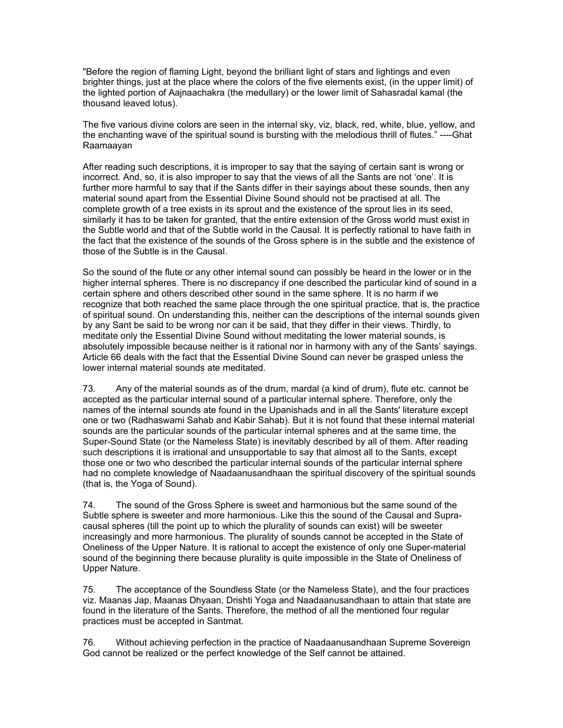"Before the region of flaming Light, beyond the brilliant light of stars and lightings and even brighter things, just at the place where the colors of the five elements exist, (in the upper limit) of the lighted portion of Aajnaachakra (the medullary) or the lower limit of Sahasradal kamal (the thousand leaved lotus).

The five various divine colors are seen in the internal sky, viz, black, red, white, blue, yellow, and the enchanting wave of the spiritual sound is bursting with the melodious thrill of flutes." ----Ghat Raamaayan

After reading such descriptions, it is improper to say that the saying of certain sant is wrong or incorrect. And, so, it is also improper to say that the views of all the Sants are not 'one'. It is further more harmful to say that if the Sants differ in their sayings about these sounds, then any material sound apart from the Essential Divine Sound should not be practised at all. The complete growth of a tree exists in its sprout and the existence of the sprout lies in its seed, similarly it has to be taken for granted, that the entire extension of the Gross world must exist in the Subtle world and that of the Subtle world in the Causal. It is perfectly rational to have faith in the fact that the existence of the sounds of the Gross sphere is in the subtle and the existence of those of the Subtle is in the Causal.

So the sound of the flute or any other internal sound can possibly be heard in the lower or in the higher internal spheres. There is no discrepancy if one described the particular kind of sound in a certain sphere and others described other sound in the same sphere. It is no harm if we recognize that both reached the same place through the one spiritual practice, that is, the practice of spiritual sound. On understanding this, neither can the descriptions of the internal sounds given by any Sant be said to be wrong nor can it be said, that they differ in their views. Thirdly, to meditate only the Essential Divine Sound without meditating the lower material sounds, is absolutely impossible because neither is it rational nor in harmony with any of the Sants' sayings. Article 66 deals with the fact that the Essential Divine Sound can never be grasped unless the lower internal material sounds ate meditated.

73. Any of the material sounds as of the drum, mardal (a kind of drum), flute etc. cannot be accepted as the particular internal sound of a particular internal sphere. Therefore, only the names of the internal sounds ate found in the Upanishads and in all the Sants' literature except one or two (Radhaswami Sahab and Kabir Sahab). But it is not found that these internal material sounds are the particular sounds of the particular internal spheres and at the same time, the Super-Sound State (or the Nameless State) is inevitably described by all of them. After reading such descriptions it is irrational and unsupportable to say that almost all to the Sants, except those one or two who described the particular internal sounds of the particular internal sphere had no complete knowledge of Naadaanusandhaan the spiritual discovery of the spiritual sounds (that is, the Yoga of Sound).

74. The sound of the Gross Sphere is sweet and harmonious but the same sound of the Subtle sphere is sweeter and more harmonious. Like this the sound of the Causal and Supra-causal spheres (till the point up to which the plurality of sounds can exist) will be sweeter increasingly and more harmonious. The plurality of sounds cannot be accepted in the State of Oneliness of the Upper Nature. It is rational to accept the existence of only one Super-material sound of the beginning there because plurality is quite impossible in the State of Oneliness of Upper Nature.

75. The acceptance of the Soundless State (or the Nameless State), and the four practices viz. Maanas Jap, Maanas Dhyaan, Drishti Yoga and Naadaanusandhaan to attain that state are found in the literature of the Sants. Therefore, the method of all the mentioned four regular practices must be accepted in Santmat.

76. Without achieving perfection in the practice of Naadaanusandhaan Supreme Sovereign God cannot be realized or the perfect knowledge of the Self cannot be attained.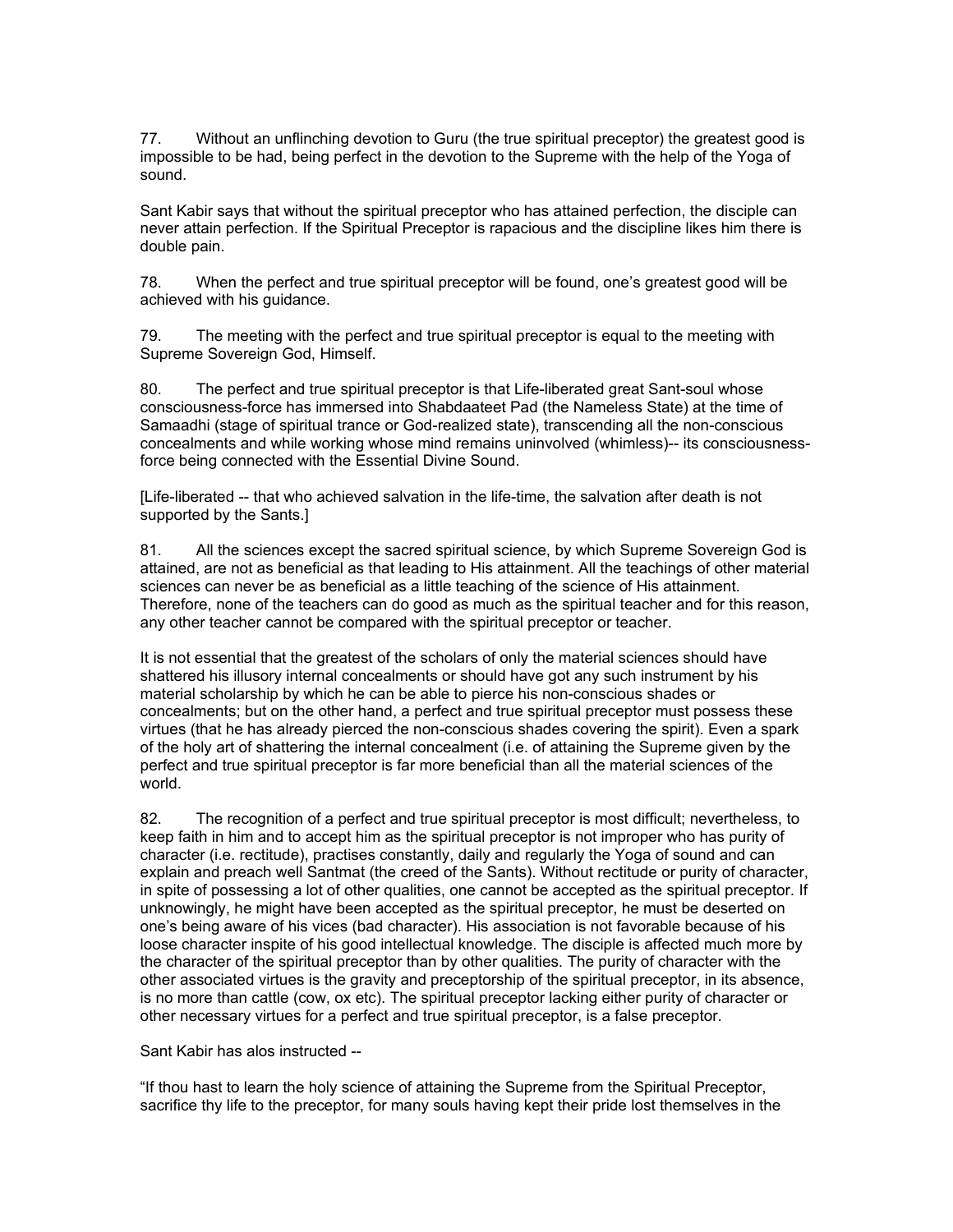77. Without an unflinching devotion to Guru (the true spiritual preceptor) the greatest good is impossible to be had, being perfect in the devotion to the Supreme with the help of the Yoga of sound.

Sant Kabir says that without the spiritual preceptor who has attained perfection, the disciple can never attain perfection. If the Spiritual Preceptor is rapacious and the discipline likes him there is double pain.

78. When the perfect and true spiritual preceptor will be found, one's greatest good will be achieved with his guidance.

79. The meeting with the perfect and true spiritual preceptor is equal to the meeting with Supreme Sovereign God, Himself.

80. The perfect and true spiritual preceptor is that Life-liberated great Sant-soul whose consciousness-force has immersed into Shabdaateet Pad (the Nameless State) at the time of Samaadhi (stage of spiritual trance or God-realized state), transcending all the non-conscious concealments and while working whose mind remains uninvolved (whimless)-- its consciousness-force being connected with the Essential Divine Sound.

[Life-liberated -- that who achieved salvation in the life-time, the salvation after death is not supported by the Sants.]

81. All the sciences except the sacred spiritual science, by which Supreme Sovereign God is attained, are not as beneficial as that leading to His attainment. All the teachings of other material sciences can never be as beneficial as a little teaching of the science of His attainment. Therefore, none of the teachers can do good as much as the spiritual teacher and for this reason, any other teacher cannot be compared with the spiritual preceptor or teacher.

It is not essential that the greatest of the scholars of only the material sciences should have shattered his illusory internal concealments or should have got any such instrument by his material scholarship by which he can be able to pierce his non-conscious shades or concealments; but on the other hand, a perfect and true spiritual preceptor must possess these virtues (that he has already pierced the non-conscious shades covering the spirit). Even a spark of the holy art of shattering the internal concealment (i.e. of attaining the Supreme given by the perfect and true spiritual preceptor is far more beneficial than all the material sciences of the world.

82. The recognition of a perfect and true spiritual preceptor is most difficult; nevertheless, to keep faith in him and to accept him as the spiritual preceptor is not improper who has purity of character (i.e. rectitude), practises constantly, daily and regularly the Yoga of sound and can explain and preach well Santmat (the creed of the Sants). Without rectitude or purity of character, in spite of possessing a lot of other qualities, one cannot be accepted as the spiritual preceptor. If unknowingly, he might have been accepted as the spiritual preceptor, he must be deserted on one's being aware of his vices (bad character). His association is not favorable because of his loose character inspite of his good intellectual knowledge. The disciple is affected much more by the character of the spiritual preceptor than by other qualities. The purity of character with the other associated virtues is the gravity and preceptorship of the spiritual preceptor, in its absence, is no more than cattle (cow, ox etc). The spiritual preceptor lacking either purity of character or other necessary virtues for a perfect and true spiritual preceptor, is a false preceptor.

Sant Kabir has alos instructed --

"If thou hast to learn the holy science of attaining the Supreme from the Spiritual Preceptor, sacrifice thy life to the preceptor, for many souls having kept their pride lost themselves in the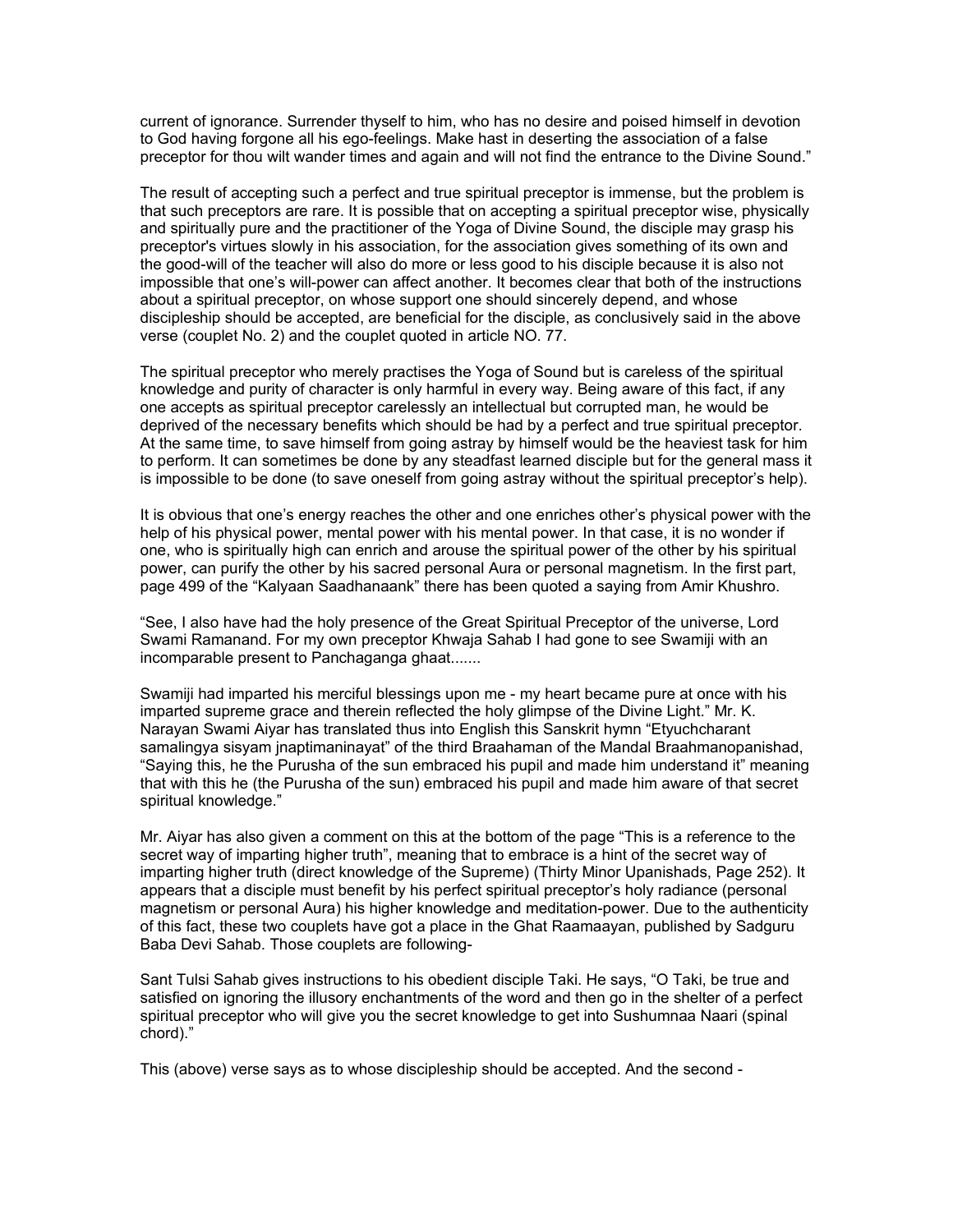current of ignorance. Surrender thyself to him, who has no desire and poised himself in devotion to God having forgone all his ego-feelings. Make hast in deserting the association of a false preceptor for thou wilt wander times and again and will not find the entrance to the Divine Sound."

The result of accepting such a perfect and true spiritual preceptor is immense, but the problem is that such preceptors are rare. It is possible that on accepting a spiritual preceptor wise, physically and spiritually pure and the practitioner of the Yoga of Divine Sound, the disciple may grasp his preceptor's virtues slowly in his association, for the association gives something of its own and the good-will of the teacher will also do more or less good to his disciple because it is also not impossible that one's will-power can affect another. It becomes clear that both of the instructions about a spiritual preceptor, on whose support one should sincerely depend, and whose discipleship should be accepted, are beneficial for the disciple, as conclusively said in the above verse (couplet No. 2) and the couplet quoted in article NO. 77.

The spiritual preceptor who merely practises the Yoga of Sound but is careless of the spiritual knowledge and purity of character is only harmful in every way. Being aware of this fact, if any one accepts as spiritual preceptor carelessly an intellectual but corrupted man, he would be deprived of the necessary benefits which should be had by a perfect and true spiritual preceptor. At the same time, to save himself from going astray by himself would be the heaviest task for him to perform. It can sometimes be done by any steadfast learned disciple but for the general mass it is impossible to be done (to save oneself from going astray without the spiritual preceptor's help).

It is obvious that one's energy reaches the other and one enriches other's physical power with the help of his physical power, mental power with his mental power. In that case, it is no wonder if one, who is spiritually high can enrich and arouse the spiritual power of the other by his spiritual power, can purify the other by his sacred personal Aura or personal magnetism. In the first part, page 499 of the "Kalyaan Saadhanaank" there has been quoted a saying from Amir Khushro.

"See, I also have had the holy presence of the Great Spiritual Preceptor of the universe, Lord Swami Ramanand. For my own preceptor Khwaja Sahab I had gone to see Swamiji with an incomparable present to Panchaganga ghaat.......

Swamiji had imparted his merciful blessings upon me - my heart became pure at once with his imparted supreme grace and therein reflected the holy glimpse of the Divine Light." Mr. K. Narayan Swami Aiyar has translated thus into English this Sanskrit hymn "Etyuchcharant samalingya sisyam jnaptimaninayat" of the third Braahaman of the Mandal Braahmanopanishad, "Saying this, he the Purusha of the sun embraced his pupil and made him understand it" meaning that with this he (the Purusha of the sun) embraced his pupil and made him aware of that secret spiritual knowledge."

Mr. Aiyar has also given a comment on this at the bottom of the page "This is a reference to the secret way of imparting higher truth", meaning that to embrace is a hint of the secret way of imparting higher truth (direct knowledge of the Supreme) (Thirty Minor Upanishads, Page 252). It appears that a disciple must benefit by his perfect spiritual preceptor's holy radiance (personal magnetism or personal Aura) his higher knowledge and meditation-power. Due to the authenticity of this fact, these two couplets have got a place in the Ghat Raamaayan, published by Sadguru Baba Devi Sahab. Those couplets are following-

Sant Tulsi Sahab gives instructions to his obedient disciple Taki. He says, "O Taki, be true and satisfied on ignoring the illusory enchantments of the word and then go in the shelter of a perfect spiritual preceptor who will give you the secret knowledge to get into Sushumnaa Naari (spinal chord)."

This (above) verse says as to whose discipleship should be accepted. And the second -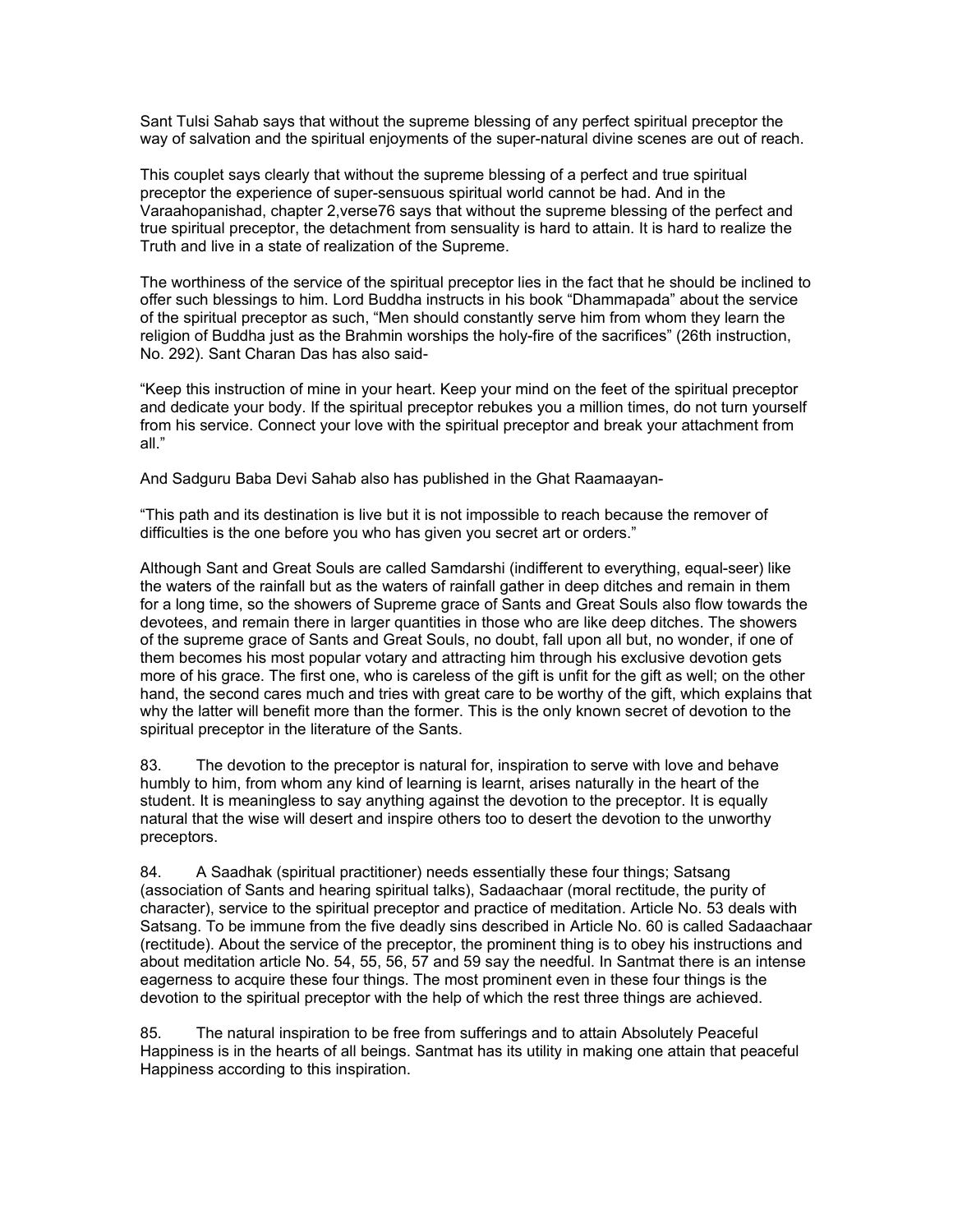Sant Tulsi Sahab says that without the supreme blessing of any perfect spiritual preceptor the way of salvation and the spiritual enjoyments of the super-natural divine scenes are out of reach.

This couplet says clearly that without the supreme blessing of a perfect and true spiritual preceptor the experience of super-sensuous spiritual world cannot be had. And in the Varaahopanishad, chapter 2,verse76 says that without the supreme blessing of the perfect and true spiritual preceptor, the detachment from sensuality is hard to attain. It is hard to realize the Truth and live in a state of realization of the Supreme.

The worthiness of the service of the spiritual preceptor lies in the fact that he should be inclined to offer such blessings to him. Lord Buddha instructs in his book "Dhammapada" about the service of the spiritual preceptor as such, "Men should constantly serve him from whom they learn the religion of Buddha just as the Brahmin worships the holy-fire of the sacrifices" (26th instruction, No. 292). Sant Charan Das has also said-

"Keep this instruction of mine in your heart. Keep your mind on the feet of the spiritual preceptor and dedicate your body. If the spiritual preceptor rebukes you a million times, do not turn yourself from his service. Connect your love with the spiritual preceptor and break your attachment from all."

And Sadguru Baba Devi Sahab also has published in the Ghat Raamaayan-

"This path and its destination is live but it is not impossible to reach because the remover of difficulties is the one before you who has given you secret art or orders."

Although Sant and Great Souls are called Samdarshi (indifferent to everything, equal-seer) like the waters of the rainfall but as the waters of rainfall gather in deep ditches and remain in them for a long time, so the showers of Supreme grace of Sants and Great Souls also flow towards the devotees, and remain there in larger quantities in those who are like deep ditches. The showers of the supreme grace of Sants and Great Souls, no doubt, fall upon all but, no wonder, if one of them becomes his most popular votary and attracting him through his exclusive devotion gets more of his grace. The first one, who is careless of the gift is unfit for the gift as well; on the other hand, the second cares much and tries with great care to be worthy of the gift, which explains that why the latter will benefit more than the former. This is the only known secret of devotion to the spiritual preceptor in the literature of the Sants.

83. The devotion to the preceptor is natural for, inspiration to serve with love and behave humbly to him, from whom any kind of learning is learnt, arises naturally in the heart of the student. It is meaningless to say anything against the devotion to the preceptor. It is equally natural that the wise will desert and inspire others too to desert the devotion to the unworthy preceptors.

84. A Saadhak (spiritual practitioner) needs essentially these four things; Satsang (association of Sants and hearing spiritual talks), Sadaachaar (moral rectitude, the purity of character), service to the spiritual preceptor and practice of meditation. Article No. 53 deals with Satsang. To be immune from the five deadly sins described in Article No. 60 is called Sadaachaar (rectitude). About the service of the preceptor, the prominent thing is to obey his instructions and about meditation article No. 54, 55, 56, 57 and 59 say the needful. In Santmat there is an intense eagerness to acquire these four things. The most prominent even in these four things is the devotion to the spiritual preceptor with the help of which the rest three things are achieved.

85. The natural inspiration to be free from sufferings and to attain Absolutely Peaceful Happiness is in the hearts of all beings. Santmat has its utility in making one attain that peaceful Happiness according to this inspiration.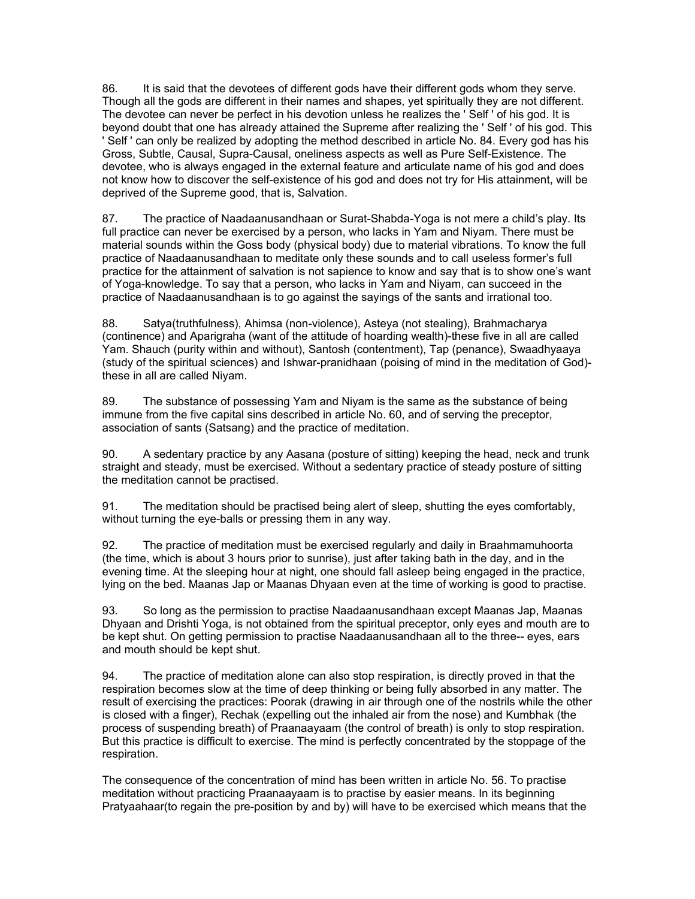86. It is said that the devotees of different gods have their different gods whom they serve. Though all the gods are different in their names and shapes, yet spiritually they are not different. The devotee can never be perfect in his devotion unless he realizes the ' Self ' of his god. It is beyond doubt that one has already attained the Supreme after realizing the ' Self ' of his god. This ' Self ' can only be realized by adopting the method described in article No. 84. Every god has his Gross, Subtle, Causal, Supra-Causal, oneliness aspects as well as Pure Self-Existence. The devotee, who is always engaged in the external feature and articulate name of his god and does not know how to discover the self-existence of his god and does not try for His attainment, will be deprived of the Supreme good, that is, Salvation.

87. The practice of Naadaanusandhaan or Surat-Shabda-Yoga is not mere a child's play. Its full practice can never be exercised by a person, who lacks in Yam and Niyam. There must be material sounds within the Goss body (physical body) due to material vibrations. To know the full practice of Naadaanusandhaan to meditate only these sounds and to call useless former's full practice for the attainment of salvation is not sapience to know and say that is to show one's want of Yoga-knowledge. To say that a person, who lacks in Yam and Niyam, can succeed in the practice of Naadaanusandhaan is to go against the sayings of the sants and irrational too.

88. Satya(truthfulness), Ahimsa (non-violence), Asteya (not stealing), Brahmacharya (continence) and Aparigraha (want of the attitude of hoarding wealth)-these five in all are called Yam. Shauch (purity within and without), Santosh (contentment), Tap (penance), Swaadhyaaya (study of the spiritual sciences) and Ishwar-pranidhaan (poising of mind in the meditation of God)-these in all are called Niyam.

89. The substance of possessing Yam and Niyam is the same as the substance of being immune from the five capital sins described in article No. 60, and of serving the preceptor, association of sants (Satsang) and the practice of meditation.

90. A sedentary practice by any Aasana (posture of sitting) keeping the head, neck and trunk straight and steady, must be exercised. Without a sedentary practice of steady posture of sitting the meditation cannot be practised.

91. The meditation should be practised being alert of sleep, shutting the eyes comfortably, without turning the eye-balls or pressing them in any way.

92. The practice of meditation must be exercised regularly and daily in Braahmamuhoorta (the time, which is about 3 hours prior to sunrise), just after taking bath in the day, and in the evening time. At the sleeping hour at night, one should fall asleep being engaged in the practice, lying on the bed. Maanas Jap or Maanas Dhyaan even at the time of working is good to practise.

93. So long as the permission to practise Naadaanusandhaan except Maanas Jap, Maanas Dhyaan and Drishti Yoga, is not obtained from the spiritual preceptor, only eyes and mouth are to be kept shut. On getting permission to practise Naadaanusandhaan all to the three-- eyes, ears and mouth should be kept shut.

94. The practice of meditation alone can also stop respiration, is directly proved in that the respiration becomes slow at the time of deep thinking or being fully absorbed in any matter. The result of exercising the practices: Poorak (drawing in air through one of the nostrils while the other is closed with a finger), Rechak (expelling out the inhaled air from the nose) and Kumbhak (the process of suspending breath) of Praanaayaam (the control of breath) is only to stop respiration. But this practice is difficult to exercise. The mind is perfectly concentrated by the stoppage of the respiration.

The consequence of the concentration of mind has been written in article No. 56. To practise meditation without practicing Praanaayaam is to practise by easier means. In its beginning Pratyaahaar(to regain the pre-position by and by) will have to be exercised which means that the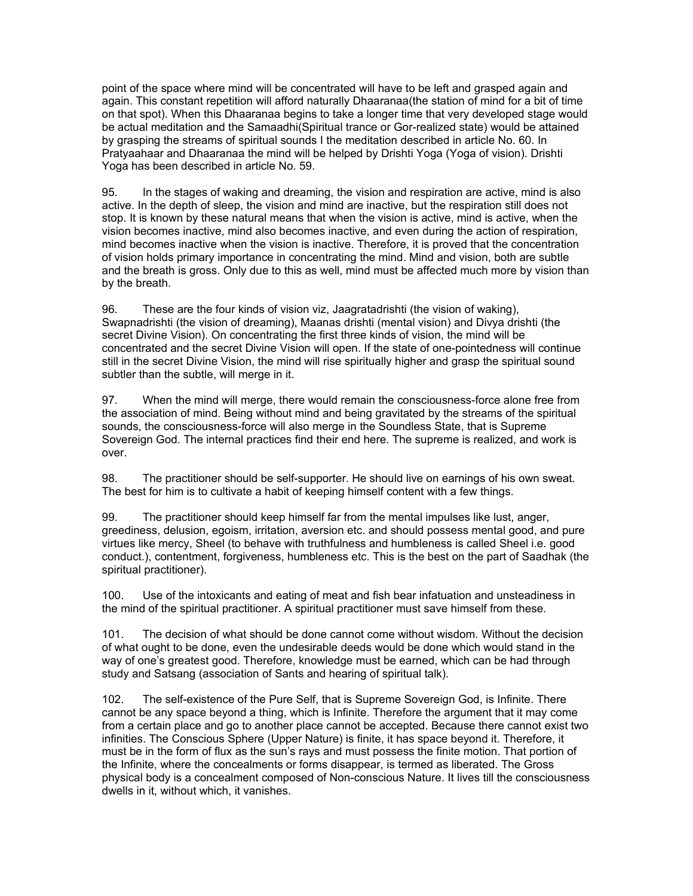point of the space where mind will be concentrated will have to be left and grasped again and again. This constant repetition will afford naturally Dhaaranaa(the station of mind for a bit of time on that spot). When this Dhaaranaa begins to take a longer time that very developed stage would be actual meditation and the Samaadhi(Spiritual trance or Gor-realized state) would be attained by grasping the streams of spiritual sounds I the meditation described in article No. 60. In Pratyaahaar and Dhaaranaa the mind will be helped by Drishti Yoga (Yoga of vision). Drishti Yoga has been described in article No. 59.

95. In the stages of waking and dreaming, the vision and respiration are active, mind is also active. In the depth of sleep, the vision and mind are inactive, but the respiration still does not stop. It is known by these natural means that when the vision is active, mind is active, when the vision becomes inactive, mind also becomes inactive, and even during the action of respiration, mind becomes inactive when the vision is inactive. Therefore, it is proved that the concentration of vision holds primary importance in concentrating the mind. Mind and vision, both are subtle and the breath is gross. Only due to this as well, mind must be affected much more by vision than by the breath.

96. These are the four kinds of vision viz, Jaagratadrishti (the vision of waking), Swapnadrishti (the vision of dreaming), Maanas drishti (mental vision) and Divya drishti (the secret Divine Vision). On concentrating the first three kinds of vision, the mind will be concentrated and the secret Divine Vision will open. If the state of one-pointedness will continue still in the secret Divine Vision, the mind will rise spiritually higher and grasp the spiritual sound subtler than the subtle, will merge in it.

97. When the mind will merge, there would remain the consciousness-force alone free from the association of mind. Being without mind and being gravitated by the streams of the spiritual sounds, the consciousness-force will also merge in the Soundless State, that is Supreme Sovereign God. The internal practices find their end here. The supreme is realized, and work is over.

98. The practitioner should be self-supporter. He should live on earnings of his own sweat. The best for him is to cultivate a habit of keeping himself content with a few things.

99. The practitioner should keep himself far from the mental impulses like lust, anger, greediness, delusion, egoism, irritation, aversion etc. and should possess mental good, and pure virtues like mercy, Sheel (to behave with truthfulness and humbleness is called Sheel i.e. good conduct.), contentment, forgiveness, humbleness etc. This is the best on the part of Saadhak (the spiritual practitioner).

100. Use of the intoxicants and eating of meat and fish bear infatuation and unsteadiness in the mind of the spiritual practitioner. A spiritual practitioner must save himself from these.

101. The decision of what should be done cannot come without wisdom. Without the decision of what ought to be done, even the undesirable deeds would be done which would stand in the way of one's greatest good. Therefore, knowledge must be earned, which can be had through study and Satsang (association of Sants and hearing of spiritual talk).

102. The self-existence of the Pure Self, that is Supreme Sovereign God, is Infinite. There cannot be any space beyond a thing, which is Infinite. Therefore the argument that it may come from a certain place and go to another place cannot be accepted. Because there cannot exist two infinities. The Conscious Sphere (Upper Nature) is finite, it has space beyond it. Therefore, it must be in the form of flux as the sun's rays and must possess the finite motion. That portion of the Infinite, where the concealments or forms disappear, is termed as liberated. The Gross physical body is a concealment composed of Non-conscious Nature. It lives till the consciousness dwells in it, without which, it vanishes.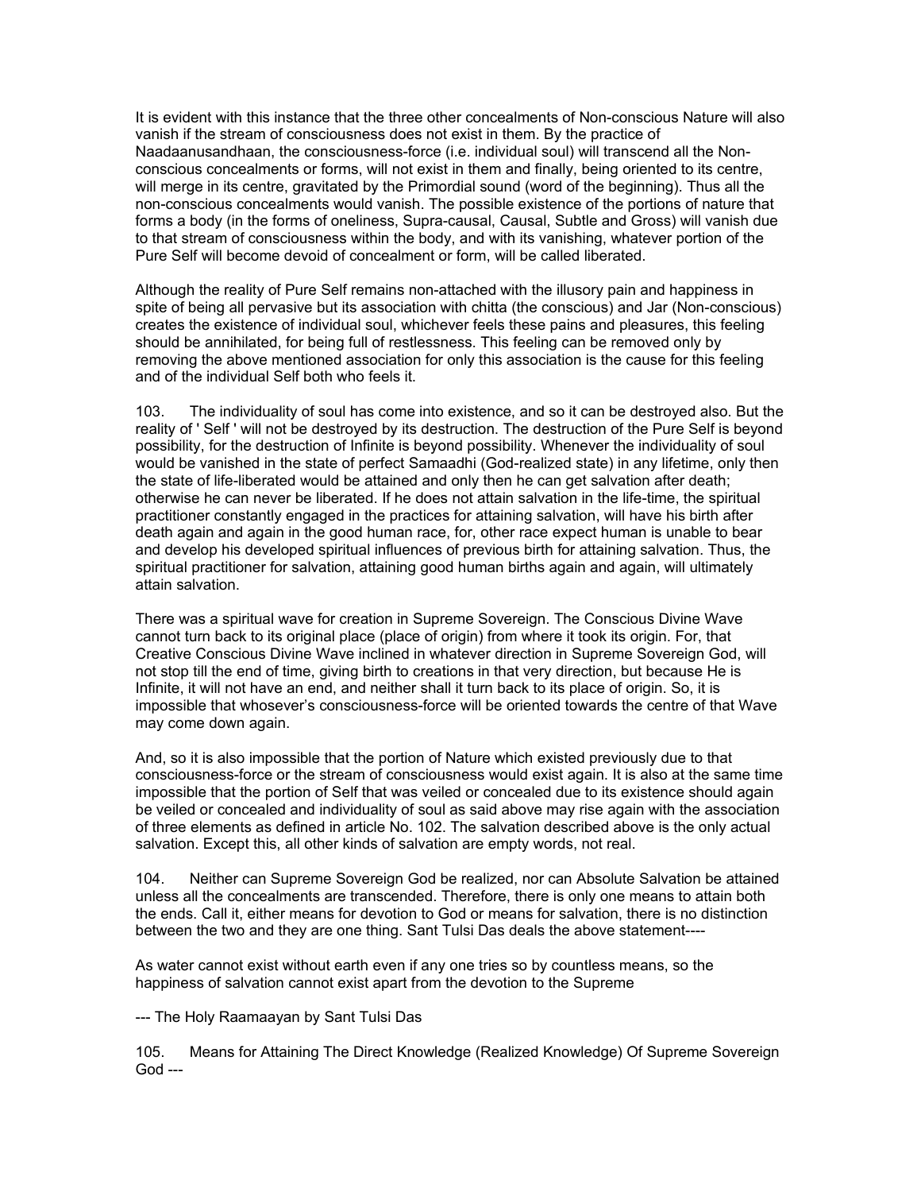It is evident with this instance that the three other concealments of Non-conscious Nature will also vanish if the stream of consciousness does not exist in them. By the practice of Naadaanusandhaan, the consciousness-force (i.e. individual soul) will transcend all the Non-conscious concealments or forms, will not exist in them and finally, being oriented to its centre, will merge in its centre, gravitated by the Primordial sound (word of the beginning). Thus all the non-conscious concealments would vanish. The possible existence of the portions of nature that forms a body (in the forms of oneliness, Supra-causal, Causal, Subtle and Gross) will vanish due to that stream of consciousness within the body, and with its vanishing, whatever portion of the Pure Self will become devoid of concealment or form, will be called liberated.

Although the reality of Pure Self remains non-attached with the illusory pain and happiness in spite of being all pervasive but its association with chitta (the conscious) and Jar (Non-conscious) creates the existence of individual soul, whichever feels these pains and pleasures, this feeling should be annihilated, for being full of restlessness. This feeling can be removed only by removing the above mentioned association for only this association is the cause for this feeling and of the individual Self both who feels it.

103. The individuality of soul has come into existence, and so it can be destroyed also. But the reality of ' Self ' will not be destroyed by its destruction. The destruction of the Pure Self is beyond possibility, for the destruction of Infinite is beyond possibility. Whenever the individuality of soul would be vanished in the state of perfect Samaadhi (God-realized state) in any lifetime, only then the state of life-liberated would be attained and only then he can get salvation after death; otherwise he can never be liberated. If he does not attain salvation in the life-time, the spiritual practitioner constantly engaged in the practices for attaining salvation, will have his birth after death again and again in the good human race, for, other race expect human is unable to bear and develop his developed spiritual influences of previous birth for attaining salvation. Thus, the spiritual practitioner for salvation, attaining good human births again and again, will ultimately attain salvation.

There was a spiritual wave for creation in Supreme Sovereign. The Conscious Divine Wave cannot turn back to its original place (place of origin) from where it took its origin. For, that Creative Conscious Divine Wave inclined in whatever direction in Supreme Sovereign God, will not stop till the end of time, giving birth to creations in that very direction, but because He is Infinite, it will not have an end, and neither shall it turn back to its place of origin. So, it is impossible that whosever's consciousness-force will be oriented towards the centre of that Wave may come down again.

And, so it is also impossible that the portion of Nature which existed previously due to that consciousness-force or the stream of consciousness would exist again. It is also at the same time impossible that the portion of Self that was veiled or concealed due to its existence should again be veiled or concealed and individuality of soul as said above may rise again with the association of three elements as defined in article No. 102. The salvation described above is the only actual salvation. Except this, all other kinds of salvation are empty words, not real.

104. Neither can Supreme Sovereign God be realized, nor can Absolute Salvation be attained unless all the concealments are transcended. Therefore, there is only one means to attain both the ends. Call it, either means for devotion to God or means for salvation, there is no distinction between the two and they are one thing. Sant Tulsi Das deals the above statement----

As water cannot exist without earth even if any one tries so by countless means, so the happiness of salvation cannot exist apart from the devotion to the Supreme

--- The Holy Raamaayan by Sant Tulsi Das

105. Means for Attaining The Direct Knowledge (Realized Knowledge) Of Supreme Sovereign God ---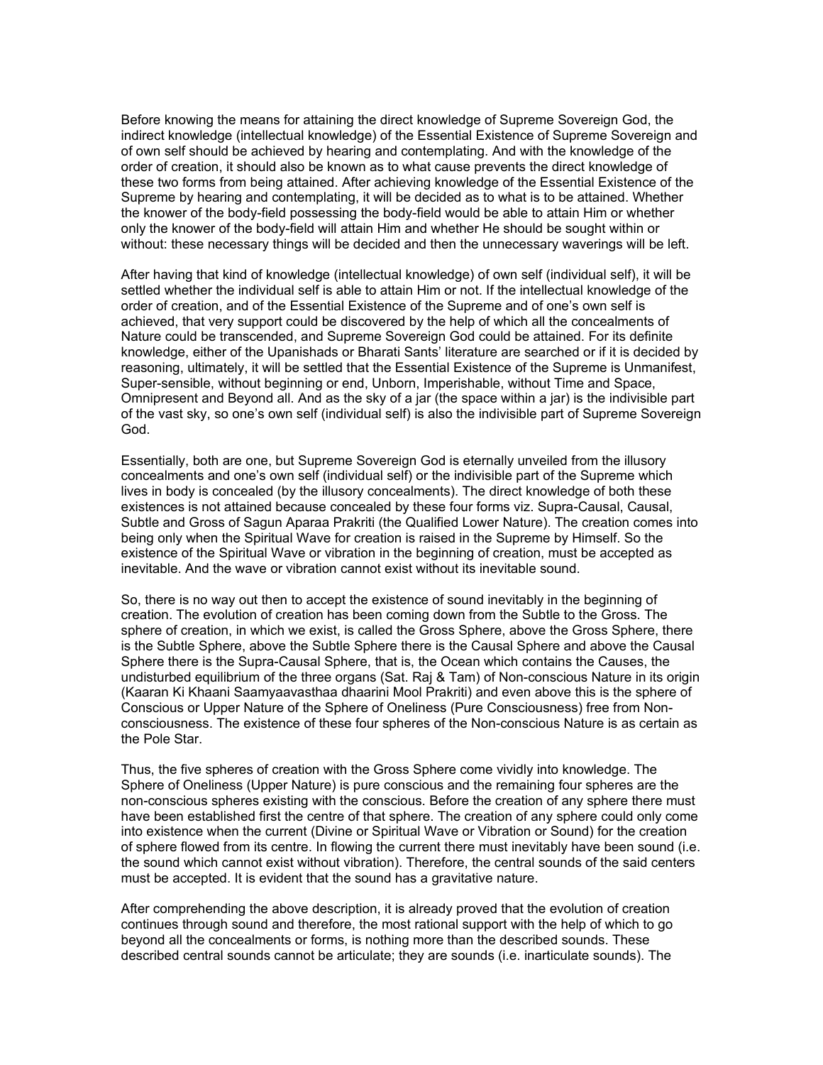Before knowing the means for attaining the direct knowledge of Supreme Sovereign God, the indirect knowledge (intellectual knowledge) of the Essential Existence of Supreme Sovereign and of own self should be achieved by hearing and contemplating. And with the knowledge of the order of creation, it should also be known as to what cause prevents the direct knowledge of these two forms from being attained. After achieving knowledge of the Essential Existence of the Supreme by hearing and contemplating, it will be decided as to what is to be attained. Whether the knower of the body-field possessing the body-field would be able to attain Him or whether only the knower of the body-field will attain Him and whether He should be sought within or without: these necessary things will be decided and then the unnecessary waverings will be left.

After having that kind of knowledge (intellectual knowledge) of own self (individual self), it will be settled whether the individual self is able to attain Him or not. If the intellectual knowledge of the order of creation, and of the Essential Existence of the Supreme and of one's own self is achieved, that very support could be discovered by the help of which all the concealments of Nature could be transcended, and Supreme Sovereign God could be attained. For its definite knowledge, either of the Upanishads or Bharati Sants' literature are searched or if it is decided by reasoning, ultimately, it will be settled that the Essential Existence of the Supreme is Unmanifest, Super-sensible, without beginning or end, Unborn, Imperishable, without Time and Space, Omnipresent and Beyond all. And as the sky of a jar (the space within a jar) is the indivisible part of the vast sky, so one's own self (individual self) is also the indivisible part of Supreme Sovereign God.

Essentially, both are one, but Supreme Sovereign God is eternally unveiled from the illusory concealments and one's own self (individual self) or the indivisible part of the Supreme which lives in body is concealed (by the illusory concealments). The direct knowledge of both these existences is not attained because concealed by these four forms viz. Supra-Causal, Causal, Subtle and Gross of Sagun Aparaa Prakriti (the Qualified Lower Nature). The creation comes into being only when the Spiritual Wave for creation is raised in the Supreme by Himself. So the existence of the Spiritual Wave or vibration in the beginning of creation, must be accepted as inevitable. And the wave or vibration cannot exist without its inevitable sound.

So, there is no way out then to accept the existence of sound inevitably in the beginning of creation. The evolution of creation has been coming down from the Subtle to the Gross. The sphere of creation, in which we exist, is called the Gross Sphere, above the Gross Sphere, there is the Subtle Sphere, above the Subtle Sphere there is the Causal Sphere and above the Causal Sphere there is the Supra-Causal Sphere, that is, the Ocean which contains the Causes, the undisturbed equilibrium of the three organs (Sat. Raj & Tam) of Non-conscious Nature in its origin (Kaaran Ki Khaani Saamyaavasthaa dhaarini Mool Prakriti) and even above this is the sphere of Conscious or Upper Nature of the Sphere of Oneliness (Pure Consciousness) free from Non-consciousness. The existence of these four spheres of the Non-conscious Nature is as certain as the Pole Star.

Thus, the five spheres of creation with the Gross Sphere come vividly into knowledge. The Sphere of Oneliness (Upper Nature) is pure conscious and the remaining four spheres are the non-conscious spheres existing with the conscious. Before the creation of any sphere there must have been established first the centre of that sphere. The creation of any sphere could only come into existence when the current (Divine or Spiritual Wave or Vibration or Sound) for the creation of sphere flowed from its centre. In flowing the current there must inevitably have been sound (i.e. the sound which cannot exist without vibration). Therefore, the central sounds of the said centers must be accepted. It is evident that the sound has a gravitative nature.

After comprehending the above description, it is already proved that the evolution of creation continues through sound and therefore, the most rational support with the help of which to go beyond all the concealments or forms, is nothing more than the described sounds. These described central sounds cannot be articulate; they are sounds (i.e. inarticulate sounds). The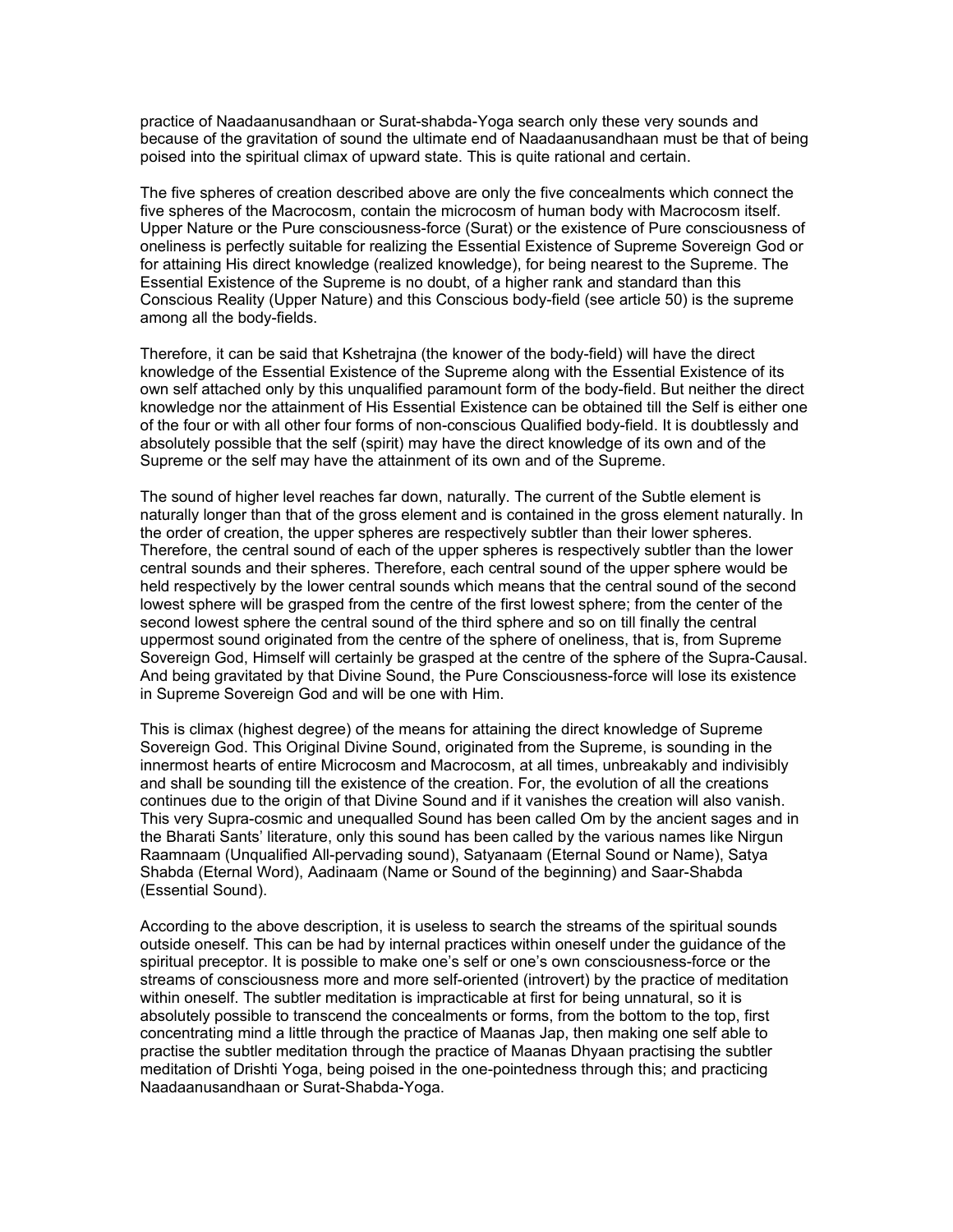practice of Naadaanusandhaan or Surat-shabda-Yoga search only these very sounds and because of the gravitation of sound the ultimate end of Naadaanusandhaan must be that of being poised into the spiritual climax of upward state. This is quite rational and certain.

The five spheres of creation described above are only the five concealments which connect the five spheres of the Macrocosm, contain the microcosm of human body with Macrocosm itself. Upper Nature or the Pure consciousness-force (Surat) or the existence of Pure consciousness of oneliness is perfectly suitable for realizing the Essential Existence of Supreme Sovereign God or for attaining His direct knowledge (realized knowledge), for being nearest to the Supreme. The Essential Existence of the Supreme is no doubt, of a higher rank and standard than this Conscious Reality (Upper Nature) and this Conscious body-field (see article 50) is the supreme among all the body-fields.

Therefore, it can be said that Kshetrajna (the knower of the body-field) will have the direct knowledge of the Essential Existence of the Supreme along with the Essential Existence of its own self attached only by this unqualified paramount form of the body-field. But neither the direct knowledge nor the attainment of His Essential Existence can be obtained till the Self is either one of the four or with all other four forms of non-conscious Qualified body-field. It is doubtlessly and absolutely possible that the self (spirit) may have the direct knowledge of its own and of the Supreme or the self may have the attainment of its own and of the Supreme.

The sound of higher level reaches far down, naturally. The current of the Subtle element is naturally longer than that of the gross element and is contained in the gross element naturally. In the order of creation, the upper spheres are respectively subtler than their lower spheres. Therefore, the central sound of each of the upper spheres is respectively subtler than the lower central sounds and their spheres. Therefore, each central sound of the upper sphere would be held respectively by the lower central sounds which means that the central sound of the second lowest sphere will be grasped from the centre of the first lowest sphere; from the center of the second lowest sphere the central sound of the third sphere and so on till finally the central uppermost sound originated from the centre of the sphere of oneliness, that is, from Supreme Sovereign God, Himself will certainly be grasped at the centre of the sphere of the Supra-Causal. And being gravitated by that Divine Sound, the Pure Consciousness-force will lose its existence in Supreme Sovereign God and will be one with Him.

This is climax (highest degree) of the means for attaining the direct knowledge of Supreme Sovereign God. This Original Divine Sound, originated from the Supreme, is sounding in the innermost hearts of entire Microcosm and Macrocosm, at all times, unbreakably and indivisibly and shall be sounding till the existence of the creation. For, the evolution of all the creations continues due to the origin of that Divine Sound and if it vanishes the creation will also vanish. This very Supra-cosmic and unequalled Sound has been called Om by the ancient sages and in the Bharati Sants' literature, only this sound has been called by the various names like Nirgun Raamnaam (Unqualified All-pervading sound), Satyanaam (Eternal Sound or Name), Satya Shabda (Eternal Word), Aadinaam (Name or Sound of the beginning) and Saar-Shabda (Essential Sound).

According to the above description, it is useless to search the streams of the spiritual sounds outside oneself. This can be had by internal practices within oneself under the guidance of the spiritual preceptor. It is possible to make one's self or one's own consciousness-force or the streams of consciousness more and more self-oriented (introvert) by the practice of meditation within oneself. The subtler meditation is impracticable at first for being unnatural, so it is absolutely possible to transcend the concealments or forms, from the bottom to the top, first concentrating mind a little through the practice of Maanas Jap, then making one self able to practise the subtler meditation through the practice of Maanas Dhyaan practising the subtler meditation of Drishti Yoga, being poised in the one-pointedness through this; and practicing Naadaanusandhaan or Surat-Shabda-Yoga.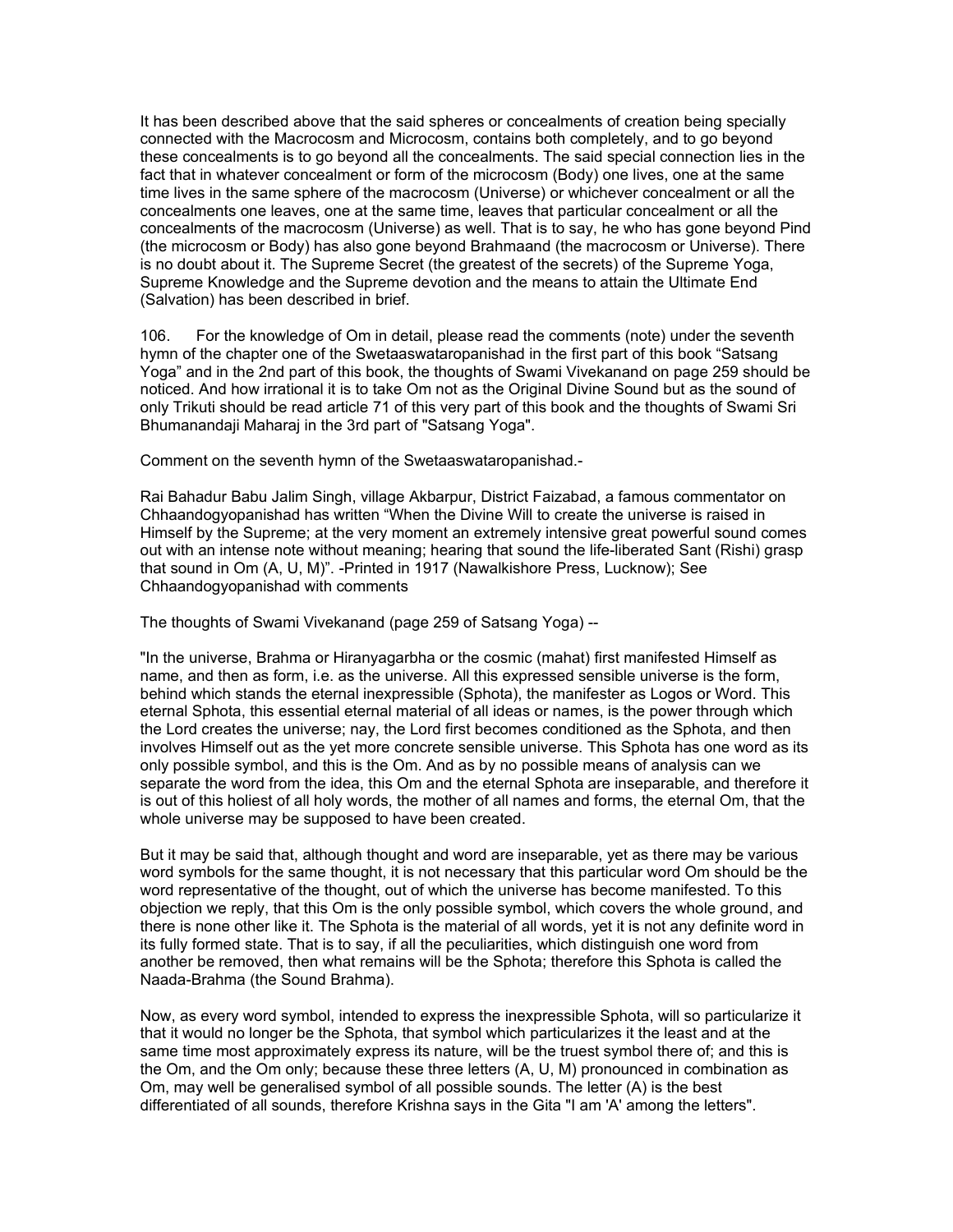It has been described above that the said spheres or concealments of creation being specially connected with the Macrocosm and Microcosm, contains both completely, and to go beyond these concealments is to go beyond all the concealments. The said special connection lies in the fact that in whatever concealment or form of the microcosm (Body) one lives, one at the same time lives in the same sphere of the macrocosm (Universe) or whichever concealment or all the concealments one leaves, one at the same time, leaves that particular concealment or all the concealments of the macrocosm (Universe) as well. That is to say, he who has gone beyond Pind (the microcosm or Body) has also gone beyond Brahmaand (the macrocosm or Universe). There is no doubt about it. The Supreme Secret (the greatest of the secrets) of the Supreme Yoga, Supreme Knowledge and the Supreme devotion and the means to attain the Ultimate End (Salvation) has been described in brief.

106. For the knowledge of Om in detail, please read the comments (note) under the seventh hymn of the chapter one of the Swetaaswataropanishad in the first part of this book “Satsang Yoga” and in the 2nd part of this book, the thoughts of Swami Vivekanand on page 259 should be noticed. And how irrational it is to take Om not as the Original Divine Sound but as the sound of only Trikuti should be read article 71 of this very part of this book and the thoughts of Swami Sri Bhumanandaji Maharaj in the 3rd part of "Satsang Yoga".

Comment on the seventh hymn of the Swetaaswataropanishad.-

Rai Bahadur Babu Jalim Singh, village Akbarpur, District Faizabad, a famous commentator on Chhaandogyopanishad has written “When the Divine Will to create the universe is raised in Himself by the Supreme; at the very moment an extremely intensive great powerful sound comes out with an intense note without meaning; hearing that sound the life-liberated Sant (Rishi) grasp that sound in Om (A, U, M)”. -Printed in 1917 (Nawalkishore Press, Lucknow); See Chhaandogyopanishad with comments

The thoughts of Swami Vivekanand (page 259 of Satsang Yoga) --

"In the universe, Brahma or Hiranyagarbha or the cosmic (mahat) first manifested Himself as name, and then as form, i.e. as the universe. All this expressed sensible universe is the form, behind which stands the eternal inexpressible (Sphota), the manifester as Logos or Word. This eternal Sphota, this essential eternal material of all ideas or names, is the power through which the Lord creates the universe; nay, the Lord first becomes conditioned as the Sphota, and then involves Himself out as the yet more concrete sensible universe. This Sphota has one word as its only possible symbol, and this is the Om. And as by no possible means of analysis can we separate the word from the idea, this Om and the eternal Sphota are inseparable, and therefore it is out of this holiest of all holy words, the mother of all names and forms, the eternal Om, that the whole universe may be supposed to have been created.

But it may be said that, although thought and word are inseparable, yet as there may be various word symbols for the same thought, it is not necessary that this particular word Om should be the word representative of the thought, out of which the universe has become manifested. To this objection we reply, that this Om is the only possible symbol, which covers the whole ground, and there is none other like it. The Sphota is the material of all words, yet it is not any definite word in its fully formed state. That is to say, if all the peculiarities, which distinguish one word from another be removed, then what remains will be the Sphota; therefore this Sphota is called the Naada-Brahma (the Sound Brahma).

Now, as every word symbol, intended to express the inexpressible Sphota, will so particularize it that it would no longer be the Sphota, that symbol which particularizes it the least and at the same time most approximately express its nature, will be the truest symbol there of; and this is the Om, and the Om only; because these three letters (A, U, M) pronounced in combination as Om, may well be generalised symbol of all possible sounds. The letter (A) is the best differentiated of all sounds, therefore Krishna says in the Gita "I am 'A' among the letters".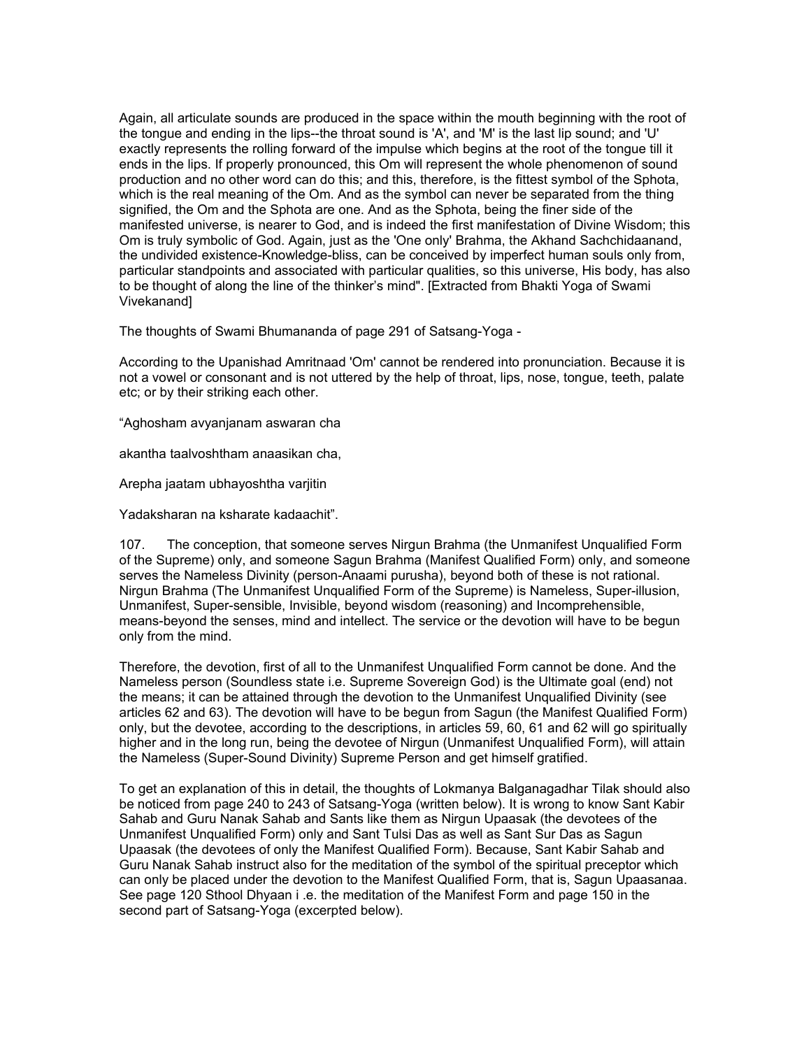Again, all articulate sounds are produced in the space within the mouth beginning with the root of the tongue and ending in the lips--the throat sound is 'A', and 'M' is the last lip sound; and 'U' exactly represents the rolling forward of the impulse which begins at the root of the tongue till it ends in the lips. If properly pronounced, this Om will represent the whole phenomenon of sound production and no other word can do this; and this, therefore, is the fittest symbol of the Sphota, which is the real meaning of the Om. And as the symbol can never be separated from the thing signified, the Om and the Sphota are one. And as the Sphota, being the finer side of the manifested universe, is nearer to God, and is indeed the first manifestation of Divine Wisdom; this Om is truly symbolic of God. Again, just as the 'One only' Brahma, the Akhand Sachchidaanand, the undivided existence-Knowledge-bliss, can be conceived by imperfect human souls only from, particular standpoints and associated with particular qualities, so this universe, His body, has also to be thought of along the line of the thinker's mind". [Extracted from Bhakti Yoga of Swami Vivekanand]

The thoughts of Swami Bhumananda of page 291 of Satsang-Yoga -

According to the Upanishad Amritnaad 'Om' cannot be rendered into pronunciation. Because it is not a vowel or consonant and is not uttered by the help of throat, lips, nose, tongue, teeth, palate etc; or by their striking each other.

"Aghosham avyanjanam aswaran cha

akantha taalvoshtham anaasikan cha,

Arepha jaatam ubhayoshtha varjitin

Yadaksharan na ksharate kadaachit".

107. The conception, that someone serves Nirgun Brahma (the Unmanifest Unqualified Form of the Supreme) only, and someone Sagun Brahma (Manifest Qualified Form) only, and someone serves the Nameless Divinity (person-Anaami purusha), beyond both of these is not rational. Nirgun Brahma (The Unmanifest Unqualified Form of the Supreme) is Nameless, Super-illusion, Unmanifest, Super-sensible, Invisible, beyond wisdom (reasoning) and Incomprehensible, means-beyond the senses, mind and intellect. The service or the devotion will have to be begun only from the mind.

Therefore, the devotion, first of all to the Unmanifest Unqualified Form cannot be done. And the Nameless person (Soundless state i.e. Supreme Sovereign God) is the Ultimate goal (end) not the means; it can be attained through the devotion to the Unmanifest Unqualified Divinity (see articles 62 and 63). The devotion will have to be begun from Sagun (the Manifest Qualified Form) only, but the devotee, according to the descriptions, in articles 59, 60, 61 and 62 will go spiritually higher and in the long run, being the devotee of Nirgun (Unmanifest Unqualified Form), will attain the Nameless (Super-Sound Divinity) Supreme Person and get himself gratified.

To get an explanation of this in detail, the thoughts of Lokmanya Balganagadhar Tilak should also be noticed from page 240 to 243 of Satsang-Yoga (written below). It is wrong to know Sant Kabir Sahab and Guru Nanak Sahab and Sants like them as Nirgun Upaasak (the devotees of the Unmanifest Unqualified Form) only and Sant Tulsi Das as well as Sant Sur Das as Sagun Upaasak (the devotees of only the Manifest Qualified Form). Because, Sant Kabir Sahab and Guru Nanak Sahab instruct also for the meditation of the symbol of the spiritual preceptor which can only be placed under the devotion to the Manifest Qualified Form, that is, Sagun Upaasanaa. See page 120 Sthool Dhyaan i .e. the meditation of the Manifest Form and page 150 in the second part of Satsang-Yoga (excerpted below).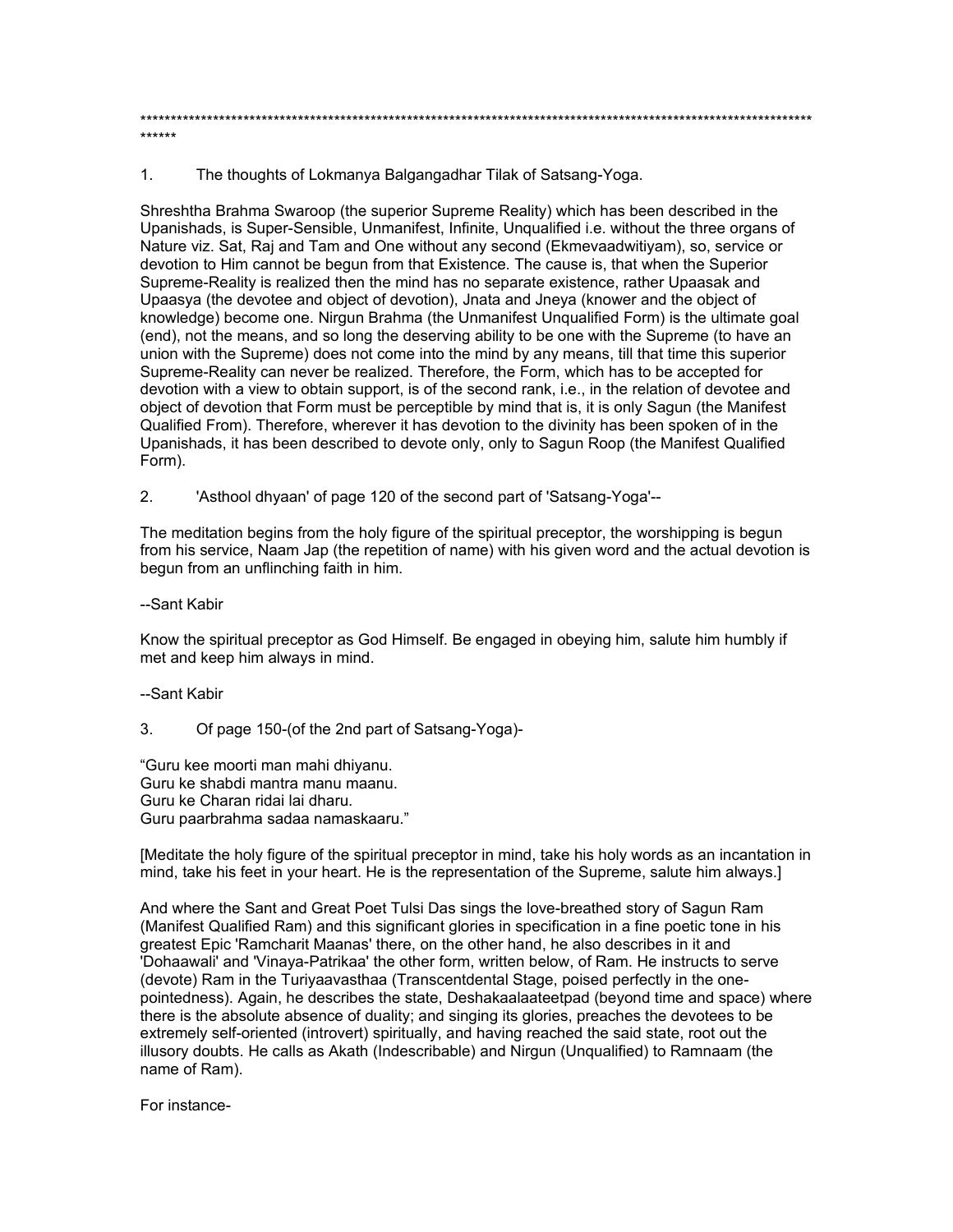************************************************************************************************************************

1. The thoughts of Lokmanya Balgangadhar Tilak of Satsang-Yoga.

Shreshtha Brahma Swaroop (the superior Supreme Reality) which has been described in the Upanishads, is Super-Sensible, Unmanifest, Infinite, Unqualified i.e. without the three organs of Nature viz. Sat, Raj and Tam and One without any second (Ekmevaadwitiyam), so, service or devotion to Him cannot be begun from that Existence. The cause is, that when the Superior Supreme-Reality is realized then the mind has no separate existence, rather Upaasak and Upaasya (the devotee and object of devotion), Jnata and Jneya (knower and the object of knowledge) become one. Nirgun Brahma (the Unmanifest Unqualified Form) is the ultimate goal (end), not the means, and so long the deserving ability to be one with the Supreme (to have an union with the Supreme) does not come into the mind by any means, till that time this superior Supreme-Reality can never be realized. Therefore, the Form, which has to be accepted for devotion with a view to obtain support, is of the second rank, i.e., in the relation of devotee and object of devotion that Form must be perceptible by mind that is, it is only Sagun (the Manifest Qualified From). Therefore, wherever it has devotion to the divinity has been spoken of in the Upanishads, it has been described to devote only, only to Sagun Roop (the Manifest Qualified Form).

2. 'Asthool dhyaan' of page 120 of the second part of 'Satsang-Yoga'--

The meditation begins from the holy figure of the spiritual preceptor, the worshipping is begun from his service, Naam Jap (the repetition of name) with his given word and the actual devotion is begun from an unflinching faith in him.

--Sant Kabir

Know the spiritual preceptor as God Himself. Be engaged in obeying him, salute him humbly if met and keep him always in mind.

--Sant Kabir

3. Of page 150-(of the 2nd part of Satsang-Yoga)-

"Guru kee moorti man mahi dhiyanu.
Guru ke shabdi mantra manu maanu.
Guru ke Charan ridai lai dharu.
Guru paarbrahma sadaa namaskaaru."

[Meditate the holy figure of the spiritual preceptor in mind, take his holy words as an incantation in mind, take his feet in your heart. He is the representation of the Supreme, salute him always.]

And where the Sant and Great Poet Tulsi Das sings the love-breathed story of Sagun Ram (Manifest Qualified Ram) and this significant glories in specification in a fine poetic tone in his greatest Epic 'Ramcharit Maanas' there, on the other hand, he also describes in it and 'Dohaawali' and 'Vinaya-Patrikaa' the other form, written below, of Ram. He instructs to serve (devote) Ram in the Turiyaavasthaa (Transcentdental Stage, poised perfectly in the one-pointedness). Again, he describes the state, Deshakaalaateetpad (beyond time and space) where there is the absolute absence of duality; and singing its glories, preaches the devotees to be extremely self-oriented (introvert) spiritually, and having reached the said state, root out the illusory doubts. He calls as Akath (Indescribable) and Nirgun (Unqualified) to Ramnaam (the name of Ram).

For instance-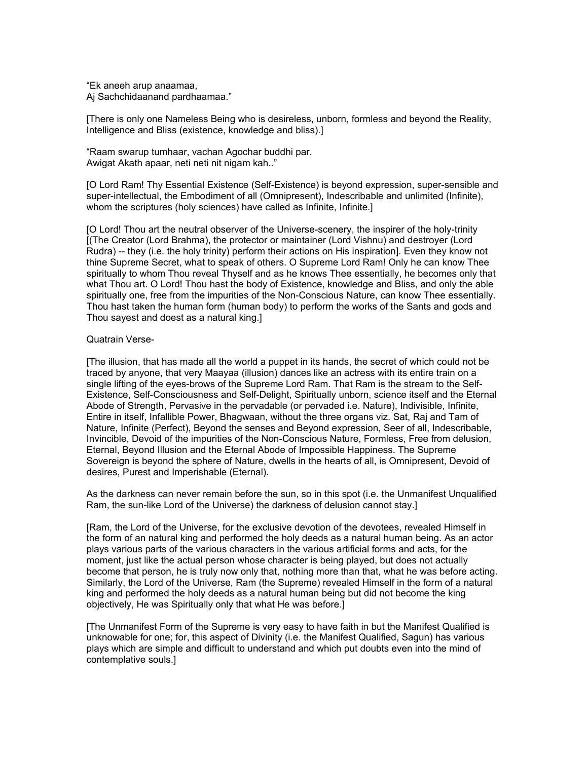"Ek aneeh arup anaamaa,
Aj Sachchidaanand pardhaamaa."

[There is only one Nameless Being who is desireless, unborn, formless and beyond the Reality, Intelligence and Bliss (existence, knowledge and bliss).]

"Raam swarup tumhaar, vachan Agochar buddhi par.
Awigat Akath apaar, neti neti nit nigam kah.."

[O Lord Ram! Thy Essential Existence (Self-Existence) is beyond expression, super-sensible and super-intellectual, the Embodiment of all (Omnipresent), Indescribable and unlimited (Infinite), whom the scriptures (holy sciences) have called as Infinite, Infinite.]

[O Lord! Thou art the neutral observer of the Universe-scenery, the inspirer of the holy-trinity [(The Creator (Lord Brahma), the protector or maintainer (Lord Vishnu) and destroyer (Lord Rudra) -- they (i.e. the holy trinity) perform their actions on His inspiration]. Even they know not thine Supreme Secret, what to speak of others. O Supreme Lord Ram! Only he can know Thee spiritually to whom Thou reveal Thyself and as he knows Thee essentially, he becomes only that what Thou art. O Lord! Thou hast the body of Existence, knowledge and Bliss, and only the able spiritually one, free from the impurities of the Non-Conscious Nature, can know Thee essentially. Thou hast taken the human form (human body) to perform the works of the Sants and gods and Thou sayest and doest as a natural king.]

Quatrain Verse-

[The illusion, that has made all the world a puppet in its hands, the secret of which could not be traced by anyone, that very Maayaa (illusion) dances like an actress with its entire train on a single lifting of the eyes-brows of the Supreme Lord Ram. That Ram is the stream to the Self-Existence, Self-Consciousness and Self-Delight, Spiritually unborn, science itself and the Eternal Abode of Strength, Pervasive in the pervadable (or pervaded i.e. Nature), Indivisible, Infinite, Entire in itself, Infallible Power, Bhagwaan, without the three organs viz. Sat, Raj and Tam of Nature, Infinite (Perfect), Beyond the senses and Beyond expression, Seer of all, Indescribable, Invincible, Devoid of the impurities of the Non-Conscious Nature, Formless, Free from delusion, Eternal, Beyond Illusion and the Eternal Abode of Impossible Happiness. The Supreme Sovereign is beyond the sphere of Nature, dwells in the hearts of all, is Omnipresent, Devoid of desires, Purest and Imperishable (Eternal).

As the darkness can never remain before the sun, so in this spot (i.e. the Unmanifest Unqualified Ram, the sun-like Lord of the Universe) the darkness of delusion cannot stay.]

[Ram, the Lord of the Universe, for the exclusive devotion of the devotees, revealed Himself in the form of an natural king and performed the holy deeds as a natural human being. As an actor plays various parts of the various characters in the various artificial forms and acts, for the moment, just like the actual person whose character is being played, but does not actually become that person, he is truly now only that, nothing more than that, what he was before acting. Similarly, the Lord of the Universe, Ram (the Supreme) revealed Himself in the form of a natural king and performed the holy deeds as a natural human being but did not become the king objectively, He was Spiritually only that what He was before.]

[The Unmanifest Form of the Supreme is very easy to have faith in but the Manifest Qualified is unknowable for one; for, this aspect of Divinity (i.e. the Manifest Qualified, Sagun) has various plays which are simple and difficult to understand and which put doubts even into the mind of contemplative souls.]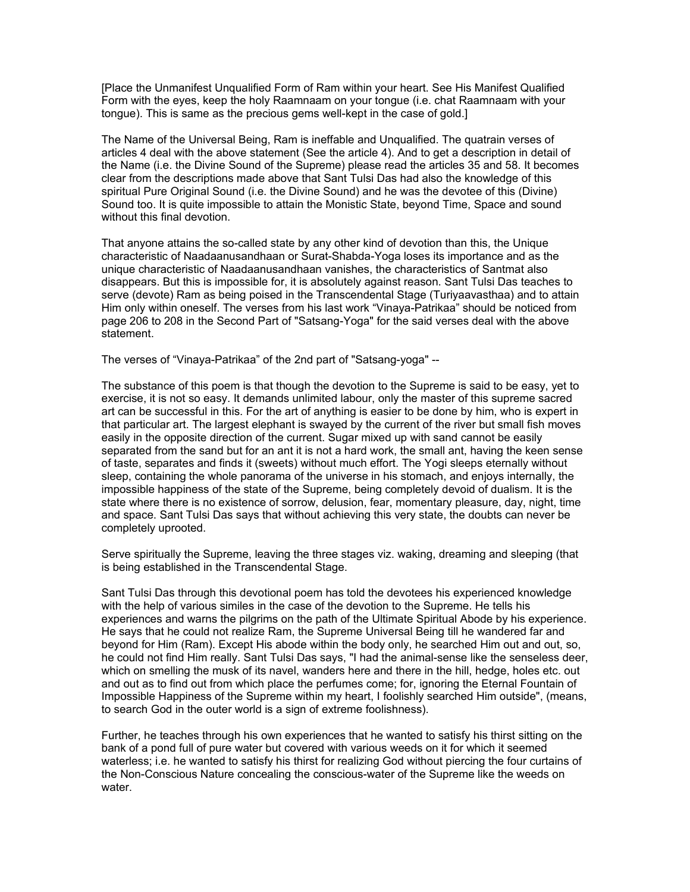[Place the Unmanifest Unqualified Form of Ram within your heart. See His Manifest Qualified Form with the eyes, keep the holy Raamnaam on your tongue (i.e. chat Raamnaam with your tongue). This is same as the precious gems well-kept in the case of gold.]

The Name of the Universal Being, Ram is ineffable and Unqualified. The quatrain verses of articles 4 deal with the above statement (See the article 4). And to get a description in detail of the Name (i.e. the Divine Sound of the Supreme) please read the articles 35 and 58. It becomes clear from the descriptions made above that Sant Tulsi Das had also the knowledge of this spiritual Pure Original Sound (i.e. the Divine Sound) and he was the devotee of this (Divine) Sound too. It is quite impossible to attain the Monistic State, beyond Time, Space and sound without this final devotion.

That anyone attains the so-called state by any other kind of devotion than this, the Unique characteristic of Naadaanusandhaan or Surat-Shabda-Yoga loses its importance and as the unique characteristic of Naadaanusandhaan vanishes, the characteristics of Santmat also disappears. But this is impossible for, it is absolutely against reason. Sant Tulsi Das teaches to serve (devote) Ram as being poised in the Transcendental Stage (Turiyaavasthaa) and to attain Him only within oneself. The verses from his last work "Vinaya-Patrikaa" should be noticed from page 206 to 208 in the Second Part of "Satsang-Yoga" for the said verses deal with the above statement.

The verses of "Vinaya-Patrikaa" of the 2nd part of "Satsang-yoga" --

The substance of this poem is that though the devotion to the Supreme is said to be easy, yet to exercise, it is not so easy. It demands unlimited labour, only the master of this supreme sacred art can be successful in this. For the art of anything is easier to be done by him, who is expert in that particular art. The largest elephant is swayed by the current of the river but small fish moves easily in the opposite direction of the current. Sugar mixed up with sand cannot be easily separated from the sand but for an ant it is not a hard work, the small ant, having the keen sense of taste, separates and finds it (sweets) without much effort. The Yogi sleeps eternally without sleep, containing the whole panorama of the universe in his stomach, and enjoys internally, the impossible happiness of the state of the Supreme, being completely devoid of dualism. It is the state where there is no existence of sorrow, delusion, fear, momentary pleasure, day, night, time and space. Sant Tulsi Das says that without achieving this very state, the doubts can never be completely uprooted.

Serve spiritually the Supreme, leaving the three stages viz. waking, dreaming and sleeping (that is being established in the Transcendental Stage.

Sant Tulsi Das through this devotional poem has told the devotees his experienced knowledge with the help of various similes in the case of the devotion to the Supreme. He tells his experiences and warns the pilgrims on the path of the Ultimate Spiritual Abode by his experience. He says that he could not realize Ram, the Supreme Universal Being till he wandered far and beyond for Him (Ram). Except His abode within the body only, he searched Him out and out, so, he could not find Him really. Sant Tulsi Das says, "I had the animal-sense like the senseless deer, which on smelling the musk of its navel, wanders here and there in the hill, hedge, holes etc. out and out as to find out from which place the perfumes come; for, ignoring the Eternal Fountain of Impossible Happiness of the Supreme within my heart, I foolishly searched Him outside", (means, to search God in the outer world is a sign of extreme foolishness).

Further, he teaches through his own experiences that he wanted to satisfy his thirst sitting on the bank of a pond full of pure water but covered with various weeds on it for which it seemed waterless; i.e. he wanted to satisfy his thirst for realizing God without piercing the four curtains of the Non-Conscious Nature concealing the conscious-water of the Supreme like the weeds on water.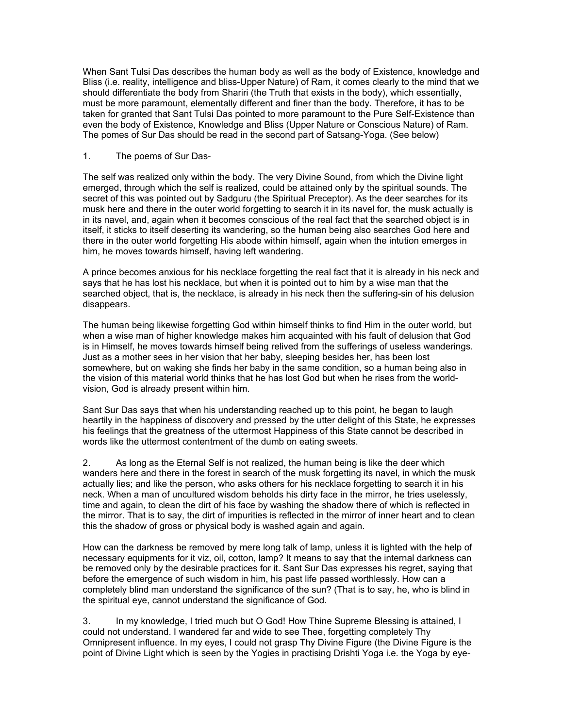When Sant Tulsi Das describes the human body as well as the body of Existence, knowledge and Bliss (i.e. reality, intelligence and bliss-Upper Nature) of Ram, it comes clearly to the mind that we should differentiate the body from Shariri (the Truth that exists in the body), which essentially, must be more paramount, elementally different and finer than the body. Therefore, it has to be taken for granted that Sant Tulsi Das pointed to more paramount to the Pure Self-Existence than even the body of Existence, Knowledge and Bliss (Upper Nature or Conscious Nature) of Ram. The pomes of Sur Das should be read in the second part of Satsang-Yoga. (See below)

1. The poems of Sur Das-

The self was realized only within the body. The very Divine Sound, from which the Divine light emerged, through which the self is realized, could be attained only by the spiritual sounds. The secret of this was pointed out by Sadguru (the Spiritual Preceptor). As the deer searches for its musk here and there in the outer world forgetting to search it in its navel for, the musk actually is in its navel, and, again when it becomes conscious of the real fact that the searched object is in itself, it sticks to itself deserting its wandering, so the human being also searches God here and there in the outer world forgetting His abode within himself, again when the intution emerges in him, he moves towards himself, having left wandering.

A prince becomes anxious for his necklace forgetting the real fact that it is already in his neck and says that he has lost his necklace, but when it is pointed out to him by a wise man that the searched object, that is, the necklace, is already in his neck then the suffering-sin of his delusion disappears.

The human being likewise forgetting God within himself thinks to find Him in the outer world, but when a wise man of higher knowledge makes him acquainted with his fault of delusion that God is in Himself, he moves towards himself being relived from the sufferings of useless wanderings. Just as a mother sees in her vision that her baby, sleeping besides her, has been lost somewhere, but on waking she finds her baby in the same condition, so a human being also in the vision of this material world thinks that he has lost God but when he rises from the world-vision, God is already present within him.

Sant Sur Das says that when his understanding reached up to this point, he began to laugh heartily in the happiness of discovery and pressed by the utter delight of this State, he expresses his feelings that the greatness of the uttermost Happiness of this State cannot be described in words like the uttermost contentment of the dumb on eating sweets.

2. As long as the Eternal Self is not realized, the human being is like the deer which wanders here and there in the forest in search of the musk forgetting its navel, in which the musk actually lies; and like the person, who asks others for his necklace forgetting to search it in his neck. When a man of uncultured wisdom beholds his dirty face in the mirror, he tries uselessly, time and again, to clean the dirt of his face by washing the shadow there of which is reflected in the mirror. That is to say, the dirt of impurities is reflected in the mirror of inner heart and to clean this the shadow of gross or physical body is washed again and again.

How can the darkness be removed by mere long talk of lamp, unless it is lighted with the help of necessary equipments for it viz, oil, cotton, lamp? It means to say that the internal darkness can be removed only by the desirable practices for it. Sant Sur Das expresses his regret, saying that before the emergence of such wisdom in him, his past life passed worthlessly. How can a completely blind man understand the significance of the sun? (That is to say, he, who is blind in the spiritual eye, cannot understand the significance of God.

3. In my knowledge, I tried much but O God! How Thine Supreme Blessing is attained, I could not understand. I wandered far and wide to see Thee, forgetting completely Thy Omnipresent influence. In my eyes, I could not grasp Thy Divine Figure (the Divine Figure is the point of Divine Light which is seen by the Yogies in practising Drishti Yoga i.e. the Yoga by eye-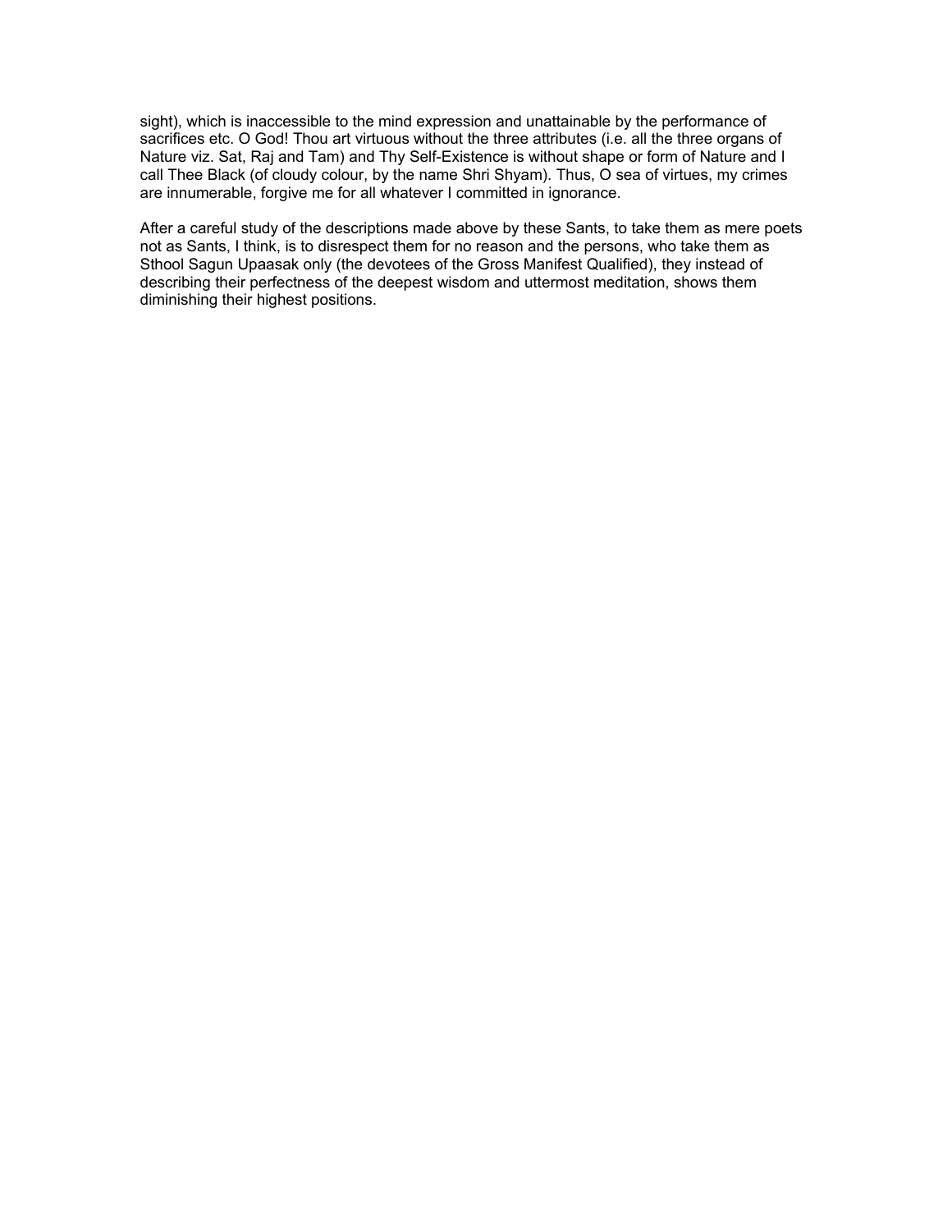sight), which is inaccessible to the mind expression and unattainable by the performance of sacrifices etc. O God! Thou art virtuous without the three attributes (i.e. all the three organs of Nature viz. Sat, Raj and Tam) and Thy Self-Existence is without shape or form of Nature and I call Thee Black (of cloudy colour, by the name Shri Shyam). Thus, O sea of virtues, my crimes are innumerable, forgive me for all whatever I committed in ignorance.

After a careful study of the descriptions made above by these Sants, to take them as mere poets not as Sants, I think, is to disrespect them for no reason and the persons, who take them as Sthool Sagun Upaasak only (the devotees of the Gross Manifest Qualified), they instead of describing their perfectness of the deepest wisdom and uttermost meditation, shows them diminishing their highest positions.